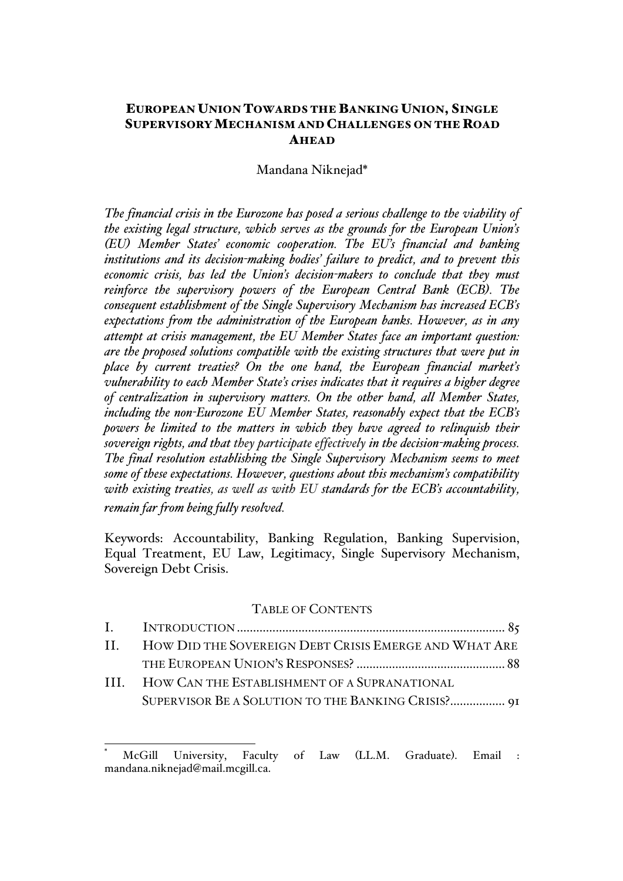# EUROPEAN UNION TOWARDS THE BANKING UNION, SINGLE SUPERVISORY MECHANISM AND CHALLENGES ON THE ROAD AHEAD

Mandana Niknejad*

*The financial crisis in the Eurozone has posed a serious challenge to the viability of the existing legal structure, which serves as the grounds for the European Union's (EU) Member States' economic cooperation. The EU's financial and banking institutions and its decision-making bodies' failure to predict, and to prevent this economic crisis, has led the Union's decision-makers to conclude that they must reinforce the supervisory powers of the European Central Bank (ECB). The consequent establishment of the Single Supervisory Mechanism has increased ECB's expectations from the administration of the European banks. However, as in any attempt at crisis management, the EU Member States face an important question: are the proposed solutions compatible with the existing structures that were put in place by current treaties? On the one hand, the European financial market's vulnerability to each Member State's crises indicates that it requires a higher degree of centralization in supervisory matters. On the other hand, all Member States, including the non-Eurozone EU Member States, reasonably expect that the ECB's powers be limited to the matters in which they have agreed to relinquish their sovereign rights, and that they participate effectively in the decision-making process. The final resolution establishing the Single Supervisory Mechanism seems to meet some of these expectations. However, questions about this mechanism's compatibility with existing treaties, as well as with EU standards for the ECB's accountability, remain far from being fully resolved.*

Keywords: Accountability, Banking Regulation, Banking Supervision, Equal Treatment, EU Law, Legitimacy, Single Supervisory Mechanism, Sovereign Debt Crisis.

TABLE OF CONTENTS

I. INTRODUCTION .................................................................................. 85

II. HOW DID THE SOVEREIGN DEBT CRISIS EMERGE AND WHAT ARE THE EUROPEAN UNION'S RESPONSES? ............................................. 88

III. HOW CAN THE ESTABLISHMENT OF A SUPRANATIONAL SUPERVISOR BE A SOLUTION TO THE BANKING CRISIS?................. 91

---

\* McGill University, Faculty of Law (LL.M. Graduate). Email : mandana.niknejad@mail.mcgill.ca.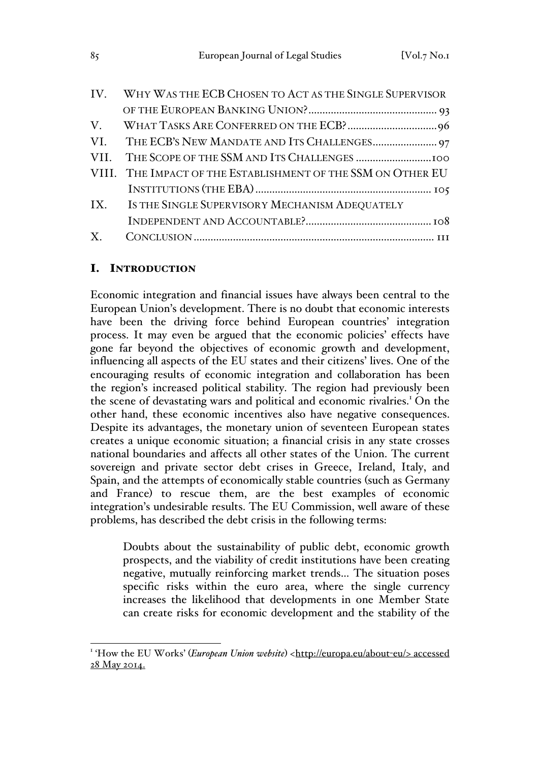IV. WHY WAS THE ECB CHOSEN TO ACT AS THE SINGLE SUPERVISOR OF THE EUROPEAN BANKING UNION? .......... 93
V. WHAT TASKS ARE CONFERRED ON THE ECB? .......... 96
VI. THE ECB'S NEW MANDATE AND ITS CHALLENGES .......... 97
VII. THE SCOPE OF THE SSM AND ITS CHALLENGES .......... 100
VIII. THE IMPACT OF THE ESTABLISHMENT OF THE SSM ON OTHER EU INSTITUTIONS (THE EBA) .......... 105
IX. IS THE SINGLE SUPERVISORY MECHANISM ADEQUATELY INDEPENDENT AND ACCOUNTABLE? .......... 108
X. CONCLUSION .......... 111

## I. INTRODUCTION

Economic integration and financial issues have always been central to the European Union's development. There is no doubt that economic interests have been the driving force behind European countries' integration process. It may even be argued that the economic policies' effects have gone far beyond the objectives of economic growth and development, influencing all aspects of the EU states and their citizens' lives. One of the encouraging results of economic integration and collaboration has been the region's increased political stability. The region had previously been the scene of devastating wars and political and economic rivalries.[1] On the other hand, these economic incentives also have negative consequences. Despite its advantages, the monetary union of seventeen European states creates a unique economic situation; a financial crisis in any state crosses national boundaries and affects all other states of the Union. The current sovereign and private sector debt crises in Greece, Ireland, Italy, and Spain, and the attempts of economically stable countries (such as Germany and France) to rescue them, are the best examples of economic integration's undesirable results. The EU Commission, well aware of these problems, has described the debt crisis in the following terms:

> Doubts about the sustainability of public debt, economic growth prospects, and the viability of credit institutions have been creating negative, mutually reinforcing market trends... The situation poses specific risks within the euro area, where the single currency increases the likelihood that developments in one Member State can create risks for economic development and the stability of the

[1] 'How the EU Works' (*European Union website*) <http://europa.eu/about-eu/> accessed 28 May 2014.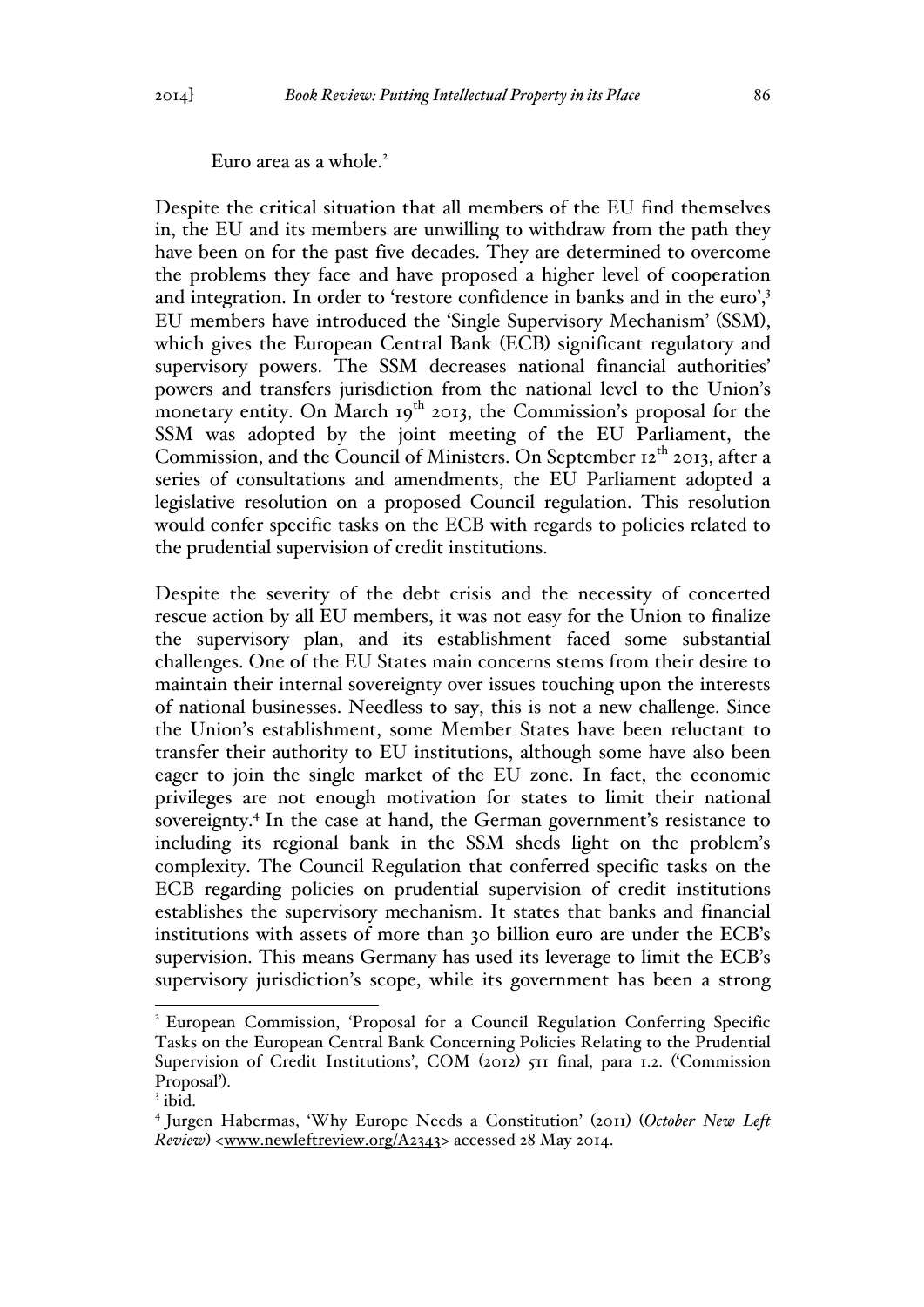Euro area as a whole.[2]

Despite the critical situation that all members of the EU find themselves in, the EU and its members are unwilling to withdraw from the path they have been on for the past five decades. They are determined to overcome the problems they face and have proposed a higher level of cooperation and integration. In order to 'restore confidence in banks and in the euro',[3] EU members have introduced the 'Single Supervisory Mechanism' (SSM), which gives the European Central Bank (ECB) significant regulatory and supervisory powers. The SSM decreases national financial authorities' powers and transfers jurisdiction from the national level to the Union's monetary entity. On March 19th 2013, the Commission's proposal for the SSM was adopted by the joint meeting of the EU Parliament, the Commission, and the Council of Ministers. On September 12th 2013, after a series of consultations and amendments, the EU Parliament adopted a legislative resolution on a proposed Council regulation. This resolution would confer specific tasks on the ECB with regards to policies related to the prudential supervision of credit institutions.

Despite the severity of the debt crisis and the necessity of concerted rescue action by all EU members, it was not easy for the Union to finalize the supervisory plan, and its establishment faced some substantial challenges. One of the EU States main concerns stems from their desire to maintain their internal sovereignty over issues touching upon the interests of national businesses. Needless to say, this is not a new challenge. Since the Union's establishment, some Member States have been reluctant to transfer their authority to EU institutions, although some have also been eager to join the single market of the EU zone. In fact, the economic privileges are not enough motivation for states to limit their national sovereignty.[4] In the case at hand, the German government's resistance to including its regional bank in the SSM sheds light on the problem's complexity. The Council Regulation that conferred specific tasks on the ECB regarding policies on prudential supervision of credit institutions establishes the supervisory mechanism. It states that banks and financial institutions with assets of more than 30 billion euro are under the ECB's supervision. This means Germany has used its leverage to limit the ECB's supervisory jurisdiction's scope, while its government has been a strong

---

[2] European Commission, 'Proposal for a Council Regulation Conferring Specific Tasks on the European Central Bank Concerning Policies Relating to the Prudential Supervision of Credit Institutions', COM (2012) 511 final, para 1.2. ('Commission Proposal').

[3] ibid.

[4] Jurgen Habermas, 'Why Europe Needs a Constitution' (2011) (*October New Left Review*) <www.newleftreview.org/A2343> accessed 28 May 2014.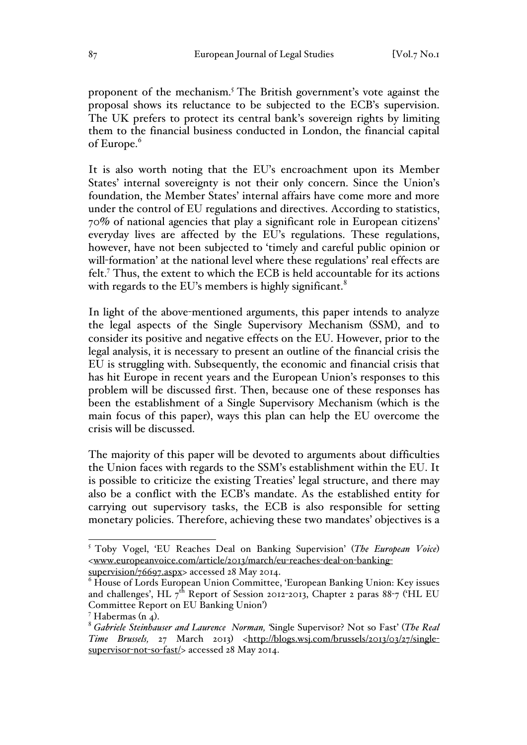proponent of the mechanism.[5] The British government's vote against the proposal shows its reluctance to be subjected to the ECB's supervision. The UK prefers to protect its central bank's sovereign rights by limiting them to the financial business conducted in London, the financial capital of Europe.[6]

It is also worth noting that the EU's encroachment upon its Member States' internal sovereignty is not their only concern. Since the Union's foundation, the Member States' internal affairs have come more and more under the control of EU regulations and directives. According to statistics, 70% of national agencies that play a significant role in European citizens' everyday lives are affected by the EU's regulations. These regulations, however, have not been subjected to 'timely and careful public opinion or will-formation' at the national level where these regulations' real effects are felt.[7] Thus, the extent to which the ECB is held accountable for its actions with regards to the EU's members is highly significant.[8]

In light of the above-mentioned arguments, this paper intends to analyze the legal aspects of the Single Supervisory Mechanism (SSM), and to consider its positive and negative effects on the EU. However, prior to the legal analysis, it is necessary to present an outline of the financial crisis the EU is struggling with. Subsequently, the economic and financial crisis that has hit Europe in recent years and the European Union's responses to this problem will be discussed first. Then, because one of these responses has been the establishment of a Single Supervisory Mechanism (which is the main focus of this paper), ways this plan can help the EU overcome the crisis will be discussed.

The majority of this paper will be devoted to arguments about difficulties the Union faces with regards to the SSM's establishment within the EU. It is possible to criticize the existing Treaties' legal structure, and there may also be a conflict with the ECB's mandate. As the established entity for carrying out supervisory tasks, the ECB is also responsible for setting monetary policies. Therefore, achieving these two mandates' objectives is a

---

[5] Toby Vogel, 'EU Reaches Deal on Banking Supervision' (*The European Voice*) <www.europeanvoice.com/article/2013/march/eu-reaches-deal-on-banking-supervision/76697.aspx> accessed 28 May 2014.

[6] House of Lords European Union Committee, 'European Banking Union: Key issues and challenges', HL 7th Report of Session 2012-2013, Chapter 2 paras 88-7 ('HL EU Committee Report on EU Banking Union')

[7] Habermas (n 4).

[8] *Gabriele Steinhauser and Laurence Norman,* 'Single Supervisor? Not so Fast' (*The Real Time Brussels,* 27 March 2013) <http://blogs.wsj.com/brussels/2013/03/27/single-supervisor-not-so-fast/> accessed 28 May 2014.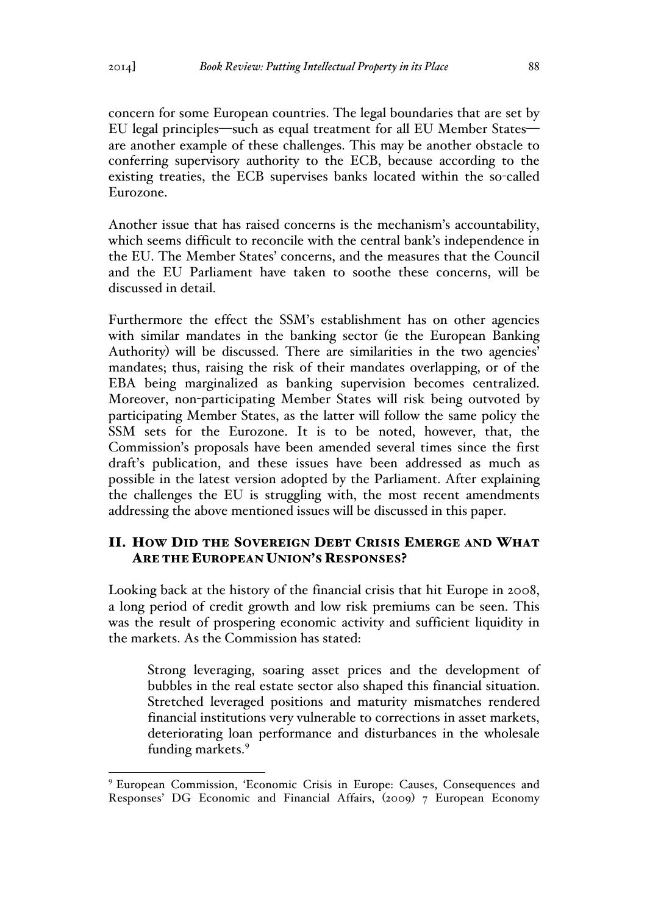concern for some European countries. The legal boundaries that are set by EU legal principles—such as equal treatment for all EU Member States—are another example of these challenges. This may be another obstacle to conferring supervisory authority to the ECB, because according to the existing treaties, the ECB supervises banks located within the so-called Eurozone.

Another issue that has raised concerns is the mechanism's accountability, which seems difficult to reconcile with the central bank's independence in the EU. The Member States' concerns, and the measures that the Council and the EU Parliament have taken to soothe these concerns, will be discussed in detail.

Furthermore the effect the SSM's establishment has on other agencies with similar mandates in the banking sector (ie the European Banking Authority) will be discussed. There are similarities in the two agencies' mandates; thus, raising the risk of their mandates overlapping, or of the EBA being marginalized as banking supervision becomes centralized. Moreover, non-participating Member States will risk being outvoted by participating Member States, as the latter will follow the same policy the SSM sets for the Eurozone. It is to be noted, however, that, the Commission's proposals have been amended several times since the first draft's publication, and these issues have been addressed as much as possible in the latest version adopted by the Parliament. After explaining the challenges the EU is struggling with, the most recent amendments addressing the above mentioned issues will be discussed in this paper.

## II. How Did the Sovereign Debt Crisis Emerge and What Are the European Union's Responses?

Looking back at the history of the financial crisis that hit Europe in 2008, a long period of credit growth and low risk premiums can be seen. This was the result of prospering economic activity and sufficient liquidity in the markets. As the Commission has stated:

> Strong leveraging, soaring asset prices and the development of bubbles in the real estate sector also shaped this financial situation. Stretched leveraged positions and maturity mismatches rendered financial institutions very vulnerable to corrections in asset markets, deteriorating loan performance and disturbances in the wholesale funding markets.[9]

[9] European Commission, 'Economic Crisis in Europe: Causes, Consequences and Responses' DG Economic and Financial Affairs, (2009) 7 European Economy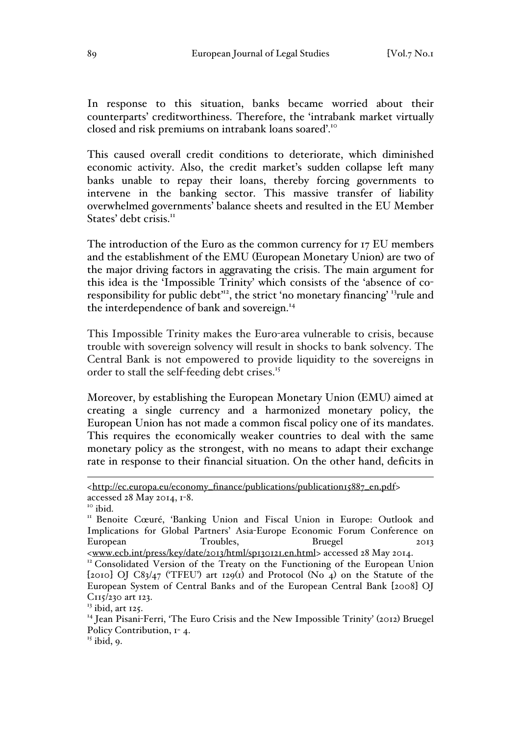In response to this situation, banks became worried about their counterparts' creditworthiness. Therefore, the 'intrabank market virtually closed and risk premiums on intrabank loans soared'.[10]

This caused overall credit conditions to deteriorate, which diminished economic activity. Also, the credit market's sudden collapse left many banks unable to repay their loans, thereby forcing governments to intervene in the banking sector. This massive transfer of liability overwhelmed governments' balance sheets and resulted in the EU Member States' debt crisis.[11]

The introduction of the Euro as the common currency for 17 EU members and the establishment of the EMU (European Monetary Union) are two of the major driving factors in aggravating the crisis. The main argument for this idea is the 'Impossible Trinity' which consists of the 'absence of co-responsibility for public debt'[12], the strict 'no monetary financing' [13]rule and the interdependence of bank and sovereign.[14]

This Impossible Trinity makes the Euro-area vulnerable to crisis, because trouble with sovereign solvency will result in shocks to bank solvency. The Central Bank is not empowered to provide liquidity to the sovereigns in order to stall the self-feeding debt crises.[15]

Moreover, by establishing the European Monetary Union (EMU) aimed at creating a single currency and a harmonized monetary policy, the European Union has not made a common fiscal policy one of its mandates. This requires the economically weaker countries to deal with the same monetary policy as the strongest, with no means to adapt their exchange rate in response to their financial situation. On the other hand, deficits in

---

<http://ec.europa.eu/economy_finance/publications/publication15887_en.pdf> accessed 28 May 2014, 1-8.

[10] ibid.

[11] Benoite Cœuré, 'Banking Union and Fiscal Union in Europe: Outlook and Implications for Global Partners' Asia-Europe Economic Forum Conference on European Troubles, Bruegel 2013 <www.ecb.int/press/key/date/2013/html/sp130121.en.html> accessed 28 May 2014.

[12] Consolidated Version of the Treaty on the Functioning of the European Union [2010] OJ C83/47 ('TFEU') art 129(1) and Protocol (No 4) on the Statute of the European System of Central Banks and of the European Central Bank [2008] OJ C115/230 art 123.

[13] ibid, art 125.

[14] Jean Pisani-Ferri, 'The Euro Crisis and the New Impossible Trinity' (2012) Bruegel Policy Contribution, 1- 4.

[15] ibid, 9.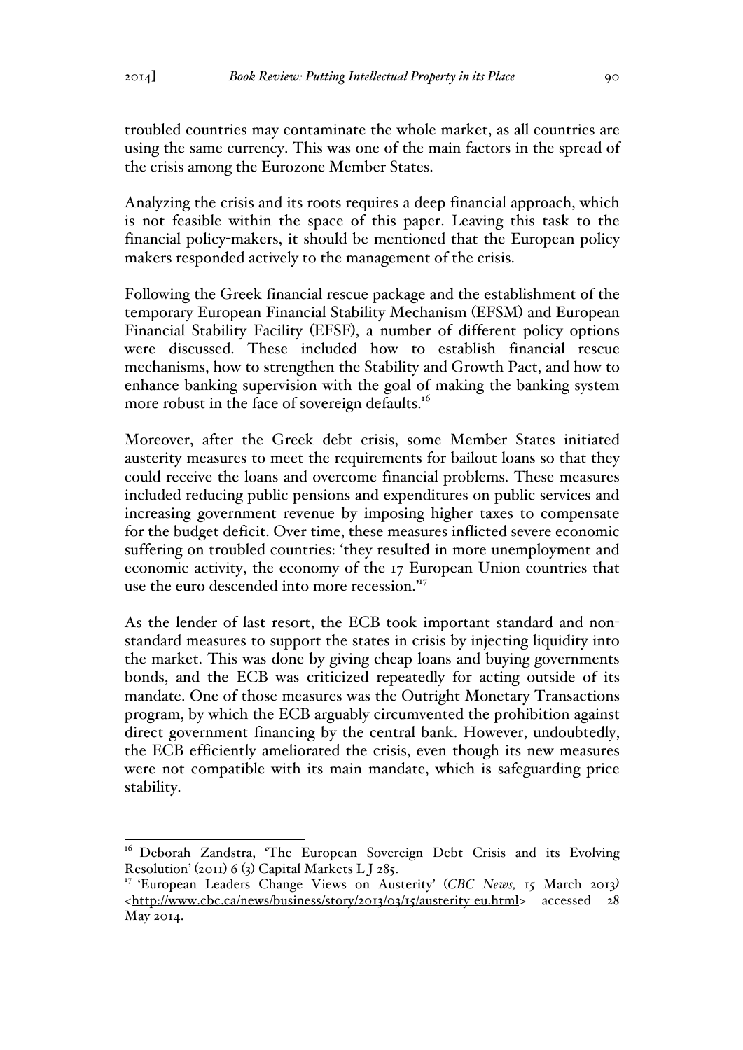troubled countries may contaminate the whole market, as all countries are using the same currency. This was one of the main factors in the spread of the crisis among the Eurozone Member States.

Analyzing the crisis and its roots requires a deep financial approach, which is not feasible within the space of this paper. Leaving this task to the financial policy-makers, it should be mentioned that the European policy makers responded actively to the management of the crisis.

Following the Greek financial rescue package and the establishment of the temporary European Financial Stability Mechanism (EFSM) and European Financial Stability Facility (EFSF), a number of different policy options were discussed. These included how to establish financial rescue mechanisms, how to strengthen the Stability and Growth Pact, and how to enhance banking supervision with the goal of making the banking system more robust in the face of sovereign defaults.[16]

Moreover, after the Greek debt crisis, some Member States initiated austerity measures to meet the requirements for bailout loans so that they could receive the loans and overcome financial problems. These measures included reducing public pensions and expenditures on public services and increasing government revenue by imposing higher taxes to compensate for the budget deficit. Over time, these measures inflicted severe economic suffering on troubled countries: 'they resulted in more unemployment and economic activity, the economy of the 17 European Union countries that use the euro descended into more recession."[17]

As the lender of last resort, the ECB took important standard and non-standard measures to support the states in crisis by injecting liquidity into the market. This was done by giving cheap loans and buying governments bonds, and the ECB was criticized repeatedly for acting outside of its mandate. One of those measures was the Outright Monetary Transactions program, by which the ECB arguably circumvented the prohibition against direct government financing by the central bank. However, undoubtedly, the ECB efficiently ameliorated the crisis, even though its new measures were not compatible with its main mandate, which is safeguarding price stability.

---

[16] Deborah Zandstra, 'The European Sovereign Debt Crisis and its Evolving Resolution' (2011) 6 (3) Capital Markets L J 285.

[17] 'European Leaders Change Views on Austerity' (*CBC News,* 15 March 2013) <http://www.cbc.ca/news/business/story/2013/03/15/austerity-eu.html> accessed 28 May 2014.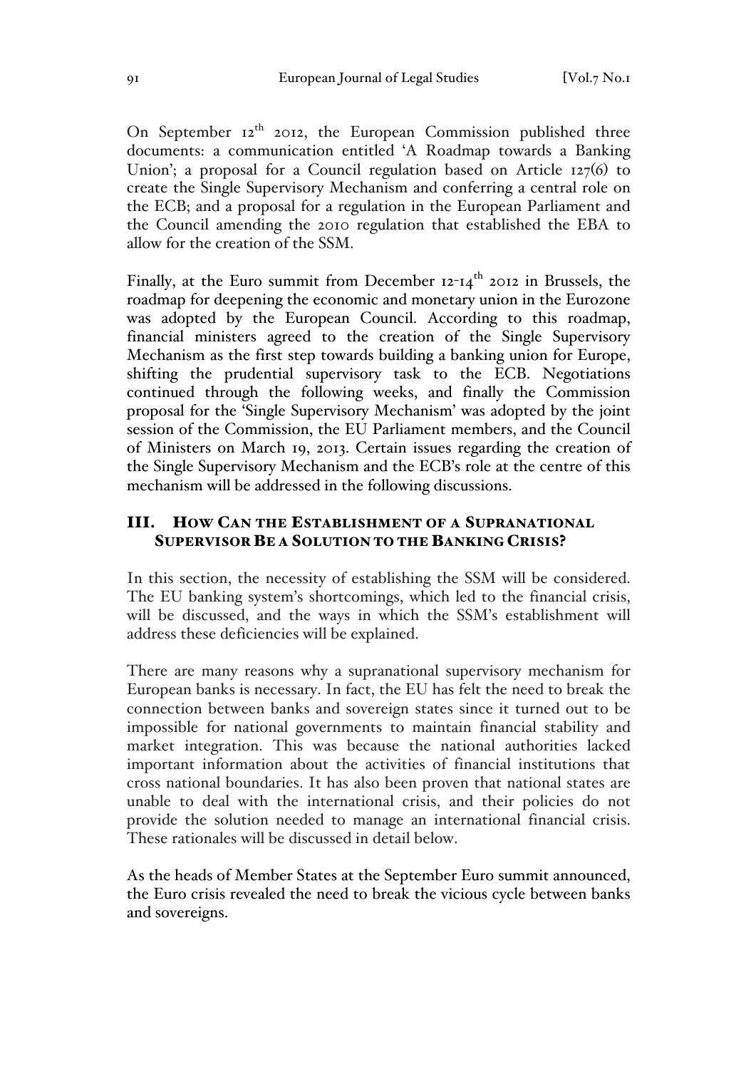On September 12[th] 2012, the European Commission published three documents: a communication entitled 'A Roadmap towards a Banking Union'; a proposal for a Council regulation based on Article 127(6) to create the Single Supervisory Mechanism and conferring a central role on the ECB; and a proposal for a regulation in the European Parliament and the Council amending the 2010 regulation that established the EBA to allow for the creation of the SSM.

Finally, at the Euro summit from December 12-14[th] 2012 in Brussels, the roadmap for deepening the economic and monetary union in the Eurozone was adopted by the European Council. According to this roadmap, financial ministers agreed to the creation of the Single Supervisory Mechanism as the first step towards building a banking union for Europe, shifting the prudential supervisory task to the ECB. Negotiations continued through the following weeks, and finally the Commission proposal for the 'Single Supervisory Mechanism' was adopted by the joint session of the Commission, the EU Parliament members, and the Council of Ministers on March 19, 2013. Certain issues regarding the creation of the Single Supervisory Mechanism and the ECB's role at the centre of this mechanism will be addressed in the following discussions.

## III. How Can the Establishment of a Supranational Supervisor Be a Solution to the Banking Crisis?

In this section, the necessity of establishing the SSM will be considered. The EU banking system's shortcomings, which led to the financial crisis, will be discussed, and the ways in which the SSM's establishment will address these deficiencies will be explained.

There are many reasons why a supranational supervisory mechanism for European banks is necessary. In fact, the EU has felt the need to break the connection between banks and sovereign states since it turned out to be impossible for national governments to maintain financial stability and market integration. This was because the national authorities lacked important information about the activities of financial institutions that cross national boundaries. It has also been proven that national states are unable to deal with the international crisis, and their policies do not provide the solution needed to manage an international financial crisis. These rationales will be discussed in detail below.

As the heads of Member States at the September Euro summit announced, the Euro crisis revealed the need to break the vicious cycle between banks and sovereigns.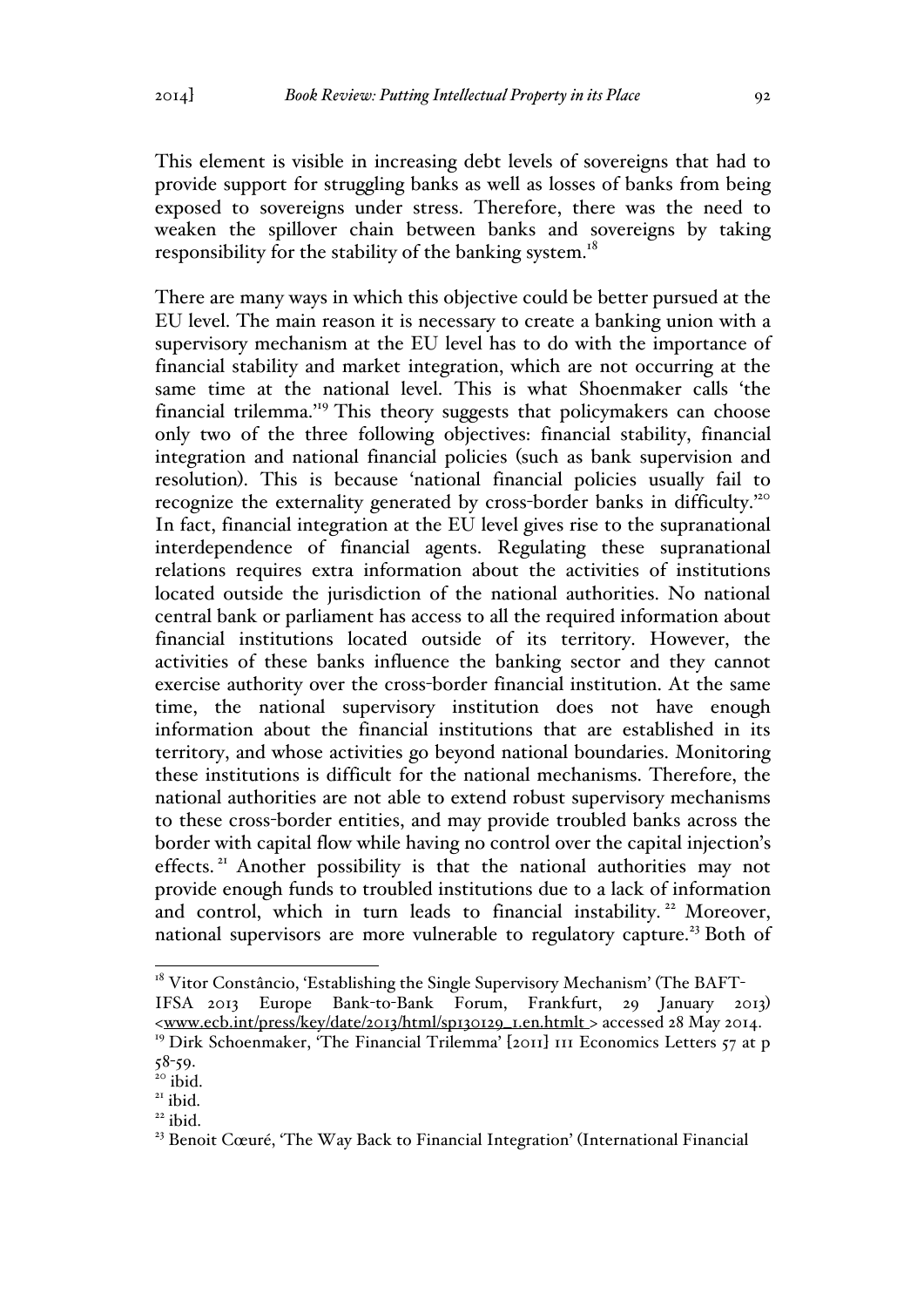This element is visible in increasing debt levels of sovereigns that had to provide support for struggling banks as well as losses of banks from being exposed to sovereigns under stress. Therefore, there was the need to weaken the spillover chain between banks and sovereigns by taking responsibility for the stability of the banking system.[18]

There are many ways in which this objective could be better pursued at the EU level. The main reason it is necessary to create a banking union with a supervisory mechanism at the EU level has to do with the importance of financial stability and market integration, which are not occurring at the same time at the national level. This is what Shoenmaker calls 'the financial trilemma.'[19] This theory suggests that policymakers can choose only two of the three following objectives: financial stability, financial integration and national financial policies (such as bank supervision and resolution). This is because 'national financial policies usually fail to recognize the externality generated by cross-border banks in difficulty.'[20] In fact, financial integration at the EU level gives rise to the supranational interdependence of financial agents. Regulating these supranational relations requires extra information about the activities of institutions located outside the jurisdiction of the national authorities. No national central bank or parliament has access to all the required information about financial institutions located outside of its territory. However, the activities of these banks influence the banking sector and they cannot exercise authority over the cross-border financial institution. At the same time, the national supervisory institution does not have enough information about the financial institutions that are established in its territory, and whose activities go beyond national boundaries. Monitoring these institutions is difficult for the national mechanisms. Therefore, the national authorities are not able to extend robust supervisory mechanisms to these cross-border entities, and may provide troubled banks across the border with capital flow while having no control over the capital injection's effects.[21] Another possibility is that the national authorities may not provide enough funds to troubled institutions due to a lack of information and control, which in turn leads to financial instability.[22] Moreover, national supervisors are more vulnerable to regulatory capture.[23] Both of

---

[18] Vitor Constâncio, 'Establishing the Single Supervisory Mechanism' (The BAFT-IFSA 2013 Europe Bank-to-Bank Forum, Frankfurt, 29 January 2013) <www.ecb.int/press/key/date/2013/html/sp130129_1.en.htmlt > accessed 28 May 2014.

[19] Dirk Schoenmaker, 'The Financial Trilemma' [2011] 111 Economics Letters 57 at p 58-59.

[20] ibid.

[21] ibid.

[22] ibid.

[23] Benoit Cœuré, 'The Way Back to Financial Integration' (International Financial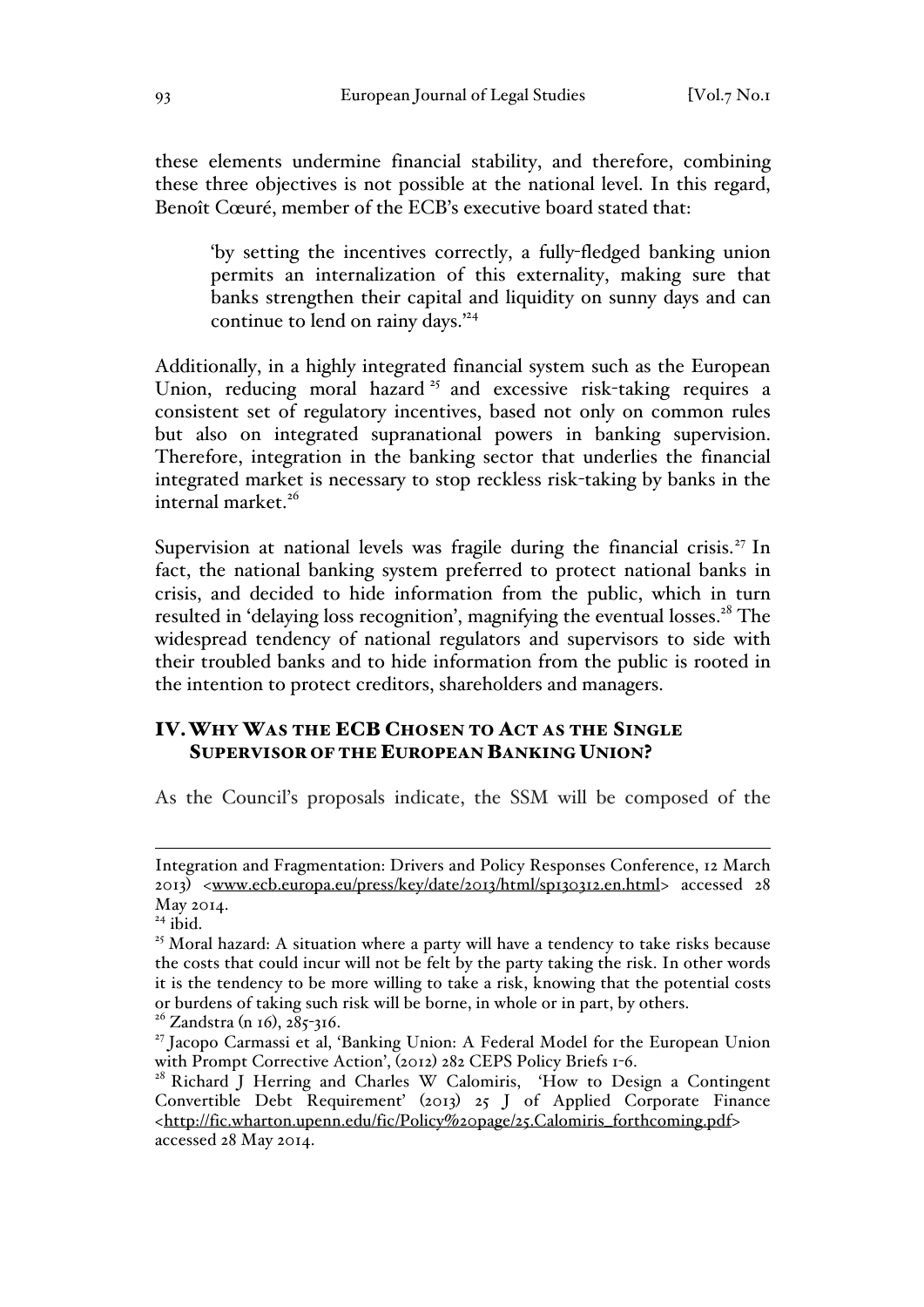these elements undermine financial stability, and therefore, combining these three objectives is not possible at the national level. In this regard, Benoît Cœuré, member of the ECB's executive board stated that:

> 'by setting the incentives correctly, a fully-fledged banking union permits an internalization of this externality, making sure that banks strengthen their capital and liquidity on sunny days and can continue to lend on rainy days.'[24]

Additionally, in a highly integrated financial system such as the European Union, reducing moral hazard [25] and excessive risk-taking requires a consistent set of regulatory incentives, based not only on common rules but also on integrated supranational powers in banking supervision. Therefore, integration in the banking sector that underlies the financial integrated market is necessary to stop reckless risk-taking by banks in the internal market.[26]

Supervision at national levels was fragile during the financial crisis.[27] In fact, the national banking system preferred to protect national banks in crisis, and decided to hide information from the public, which in turn resulted in 'delaying loss recognition', magnifying the eventual losses.[28] The widespread tendency of national regulators and supervisors to side with their troubled banks and to hide information from the public is rooted in the intention to protect creditors, shareholders and managers.

## IV. Why Was the ECB Chosen to Act as the Single Supervisor of the European Banking Union?

As the Council's proposals indicate, the SSM will be composed of the

---

Integration and Fragmentation: Drivers and Policy Responses Conference, 12 March 2013) <www.ecb.europa.eu/press/key/date/2013/html/sp130312.en.html> accessed 28 May 2014.

[24] ibid.

[25] Moral hazard: A situation where a party will have a tendency to take risks because the costs that could incur will not be felt by the party taking the risk. In other words it is the tendency to be more willing to take a risk, knowing that the potential costs or burdens of taking such risk will be borne, in whole or in part, by others.

[26] Zandstra (n 16), 285-316.

[27] Jacopo Carmassi et al, 'Banking Union: A Federal Model for the European Union with Prompt Corrective Action', (2012) 282 CEPS Policy Briefs 1-6.

[28] Richard J Herring and Charles W Calomiris, 'How to Design a Contingent Convertible Debt Requirement' (2013) 25 J of Applied Corporate Finance <http://fic.wharton.upenn.edu/fic/Policy%20page/25.Calomiris_forthcoming.pdf> accessed 28 May 2014.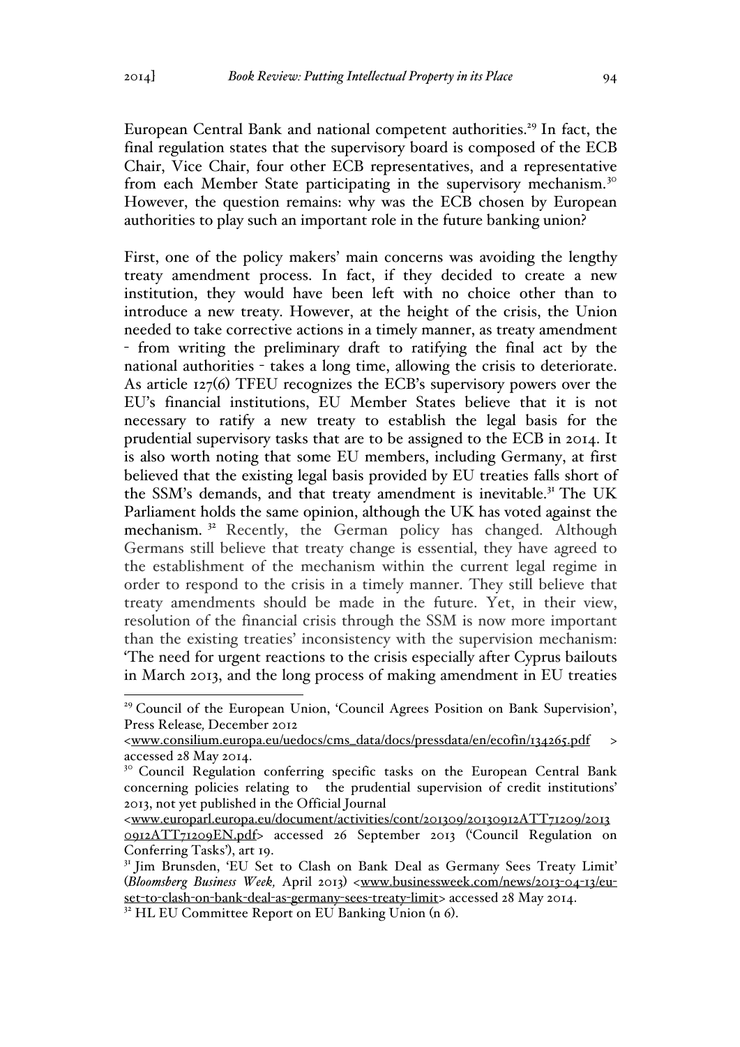European Central Bank and national competent authorities.[29] In fact, the final regulation states that the supervisory board is composed of the ECB Chair, Vice Chair, four other ECB representatives, and a representative from each Member State participating in the supervisory mechanism.[30] However, the question remains: why was the ECB chosen by European authorities to play such an important role in the future banking union?

First, one of the policy makers' main concerns was avoiding the lengthy treaty amendment process. In fact, if they decided to create a new institution, they would have been left with no choice other than to introduce a new treaty. However, at the height of the crisis, the Union needed to take corrective actions in a timely manner, as treaty amendment - from writing the preliminary draft to ratifying the final act by the national authorities - takes a long time, allowing the crisis to deteriorate. As article 127(6) TFEU recognizes the ECB's supervisory powers over the EU's financial institutions, EU Member States believe that it is not necessary to ratify a new treaty to establish the legal basis for the prudential supervisory tasks that are to be assigned to the ECB in 2014. It is also worth noting that some EU members, including Germany, at first believed that the existing legal basis provided by EU treaties falls short of the SSM's demands, and that treaty amendment is inevitable.[31] The UK Parliament holds the same opinion, although the UK has voted against the mechanism.[32] Recently, the German policy has changed. Although Germans still believe that treaty change is essential, they have agreed to the establishment of the mechanism within the current legal regime in order to respond to the crisis in a timely manner. They still believe that treaty amendments should be made in the future. Yet, in their view, resolution of the financial crisis through the SSM is now more important than the existing treaties' inconsistency with the supervision mechanism: 'The need for urgent reactions to the crisis especially after Cyprus bailouts in March 2013, and the long process of making amendment in EU treaties

---

[29] Council of the European Union, 'Council Agrees Position on Bank Supervision', Press Release, December 2012 <www.consilium.europa.eu/uedocs/cms_data/docs/pressdata/en/ecofin/134265.pdf > accessed 28 May 2014.

[30] Council Regulation conferring specific tasks on the European Central Bank concerning policies relating to the prudential supervision of credit institutions' 2013, not yet published in the Official Journal <www.europarl.europa.eu/document/activities/cont/201309/20130912ATT71209/20130912ATT71209EN.pdf> accessed 26 September 2013 ('Council Regulation on Conferring Tasks'), art 19.

[31] Jim Brunsden, 'EU Set to Clash on Bank Deal as Germany Sees Treaty Limit' (*Bloomsberg Business Week,* April 2013) <www.businessweek.com/news/2013-04-13/eu-set-to-clash-on-bank-deal-as-germany-sees-treaty-limit> accessed 28 May 2014.

[32] HL EU Committee Report on EU Banking Union (n 6).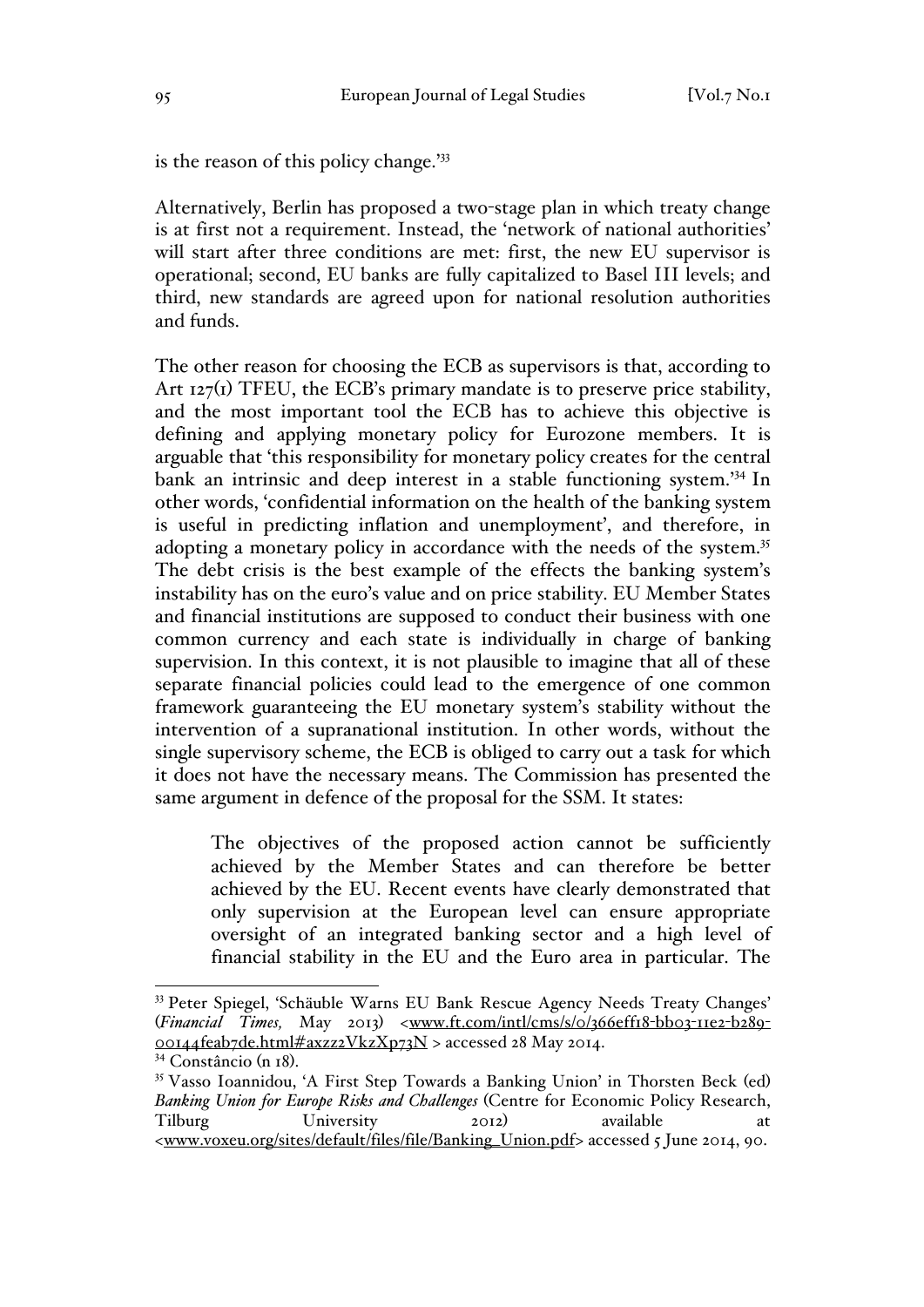is the reason of this policy change.'[33]

Alternatively, Berlin has proposed a two-stage plan in which treaty change is at first not a requirement. Instead, the 'network of national authorities' will start after three conditions are met: first, the new EU supervisor is operational; second, EU banks are fully capitalized to Basel III levels; and third, new standards are agreed upon for national resolution authorities and funds.

The other reason for choosing the ECB as supervisors is that, according to Art 127(1) TFEU, the ECB's primary mandate is to preserve price stability, and the most important tool the ECB has to achieve this objective is defining and applying monetary policy for Eurozone members. It is arguable that 'this responsibility for monetary policy creates for the central bank an intrinsic and deep interest in a stable functioning system.'[34] In other words, 'confidential information on the health of the banking system is useful in predicting inflation and unemployment', and therefore, in adopting a monetary policy in accordance with the needs of the system.[35] The debt crisis is the best example of the effects the banking system's instability has on the euro's value and on price stability. EU Member States and financial institutions are supposed to conduct their business with one common currency and each state is individually in charge of banking supervision. In this context, it is not plausible to imagine that all of these separate financial policies could lead to the emergence of one common framework guaranteeing the EU monetary system's stability without the intervention of a supranational institution. In other words, without the single supervisory scheme, the ECB is obliged to carry out a task for which it does not have the necessary means. The Commission has presented the same argument in defence of the proposal for the SSM. It states:

> The objectives of the proposed action cannot be sufficiently achieved by the Member States and can therefore be better achieved by the EU. Recent events have clearly demonstrated that only supervision at the European level can ensure appropriate oversight of an integrated banking sector and a high level of financial stability in the EU and the Euro area in particular. The

---

[33] Peter Spiegel, 'Schäuble Warns EU Bank Rescue Agency Needs Treaty Changes' (*Financial Times,* May 2013) <www.ft.com/intl/cms/s/0/366eff18-bb03-11e2-b289-00144feab7de.html#axzz2VkzXp73N > accessed 28 May 2014.

[34] Constâncio (n 18).

[35] Vasso Ioannidou, 'A First Step Towards a Banking Union' in Thorsten Beck (ed) *Banking Union for Europe Risks and Challenges* (Centre for Economic Policy Research, Tilburg University 2012) available at <www.voxeu.org/sites/default/files/file/Banking_Union.pdf> accessed 5 June 2014, 90.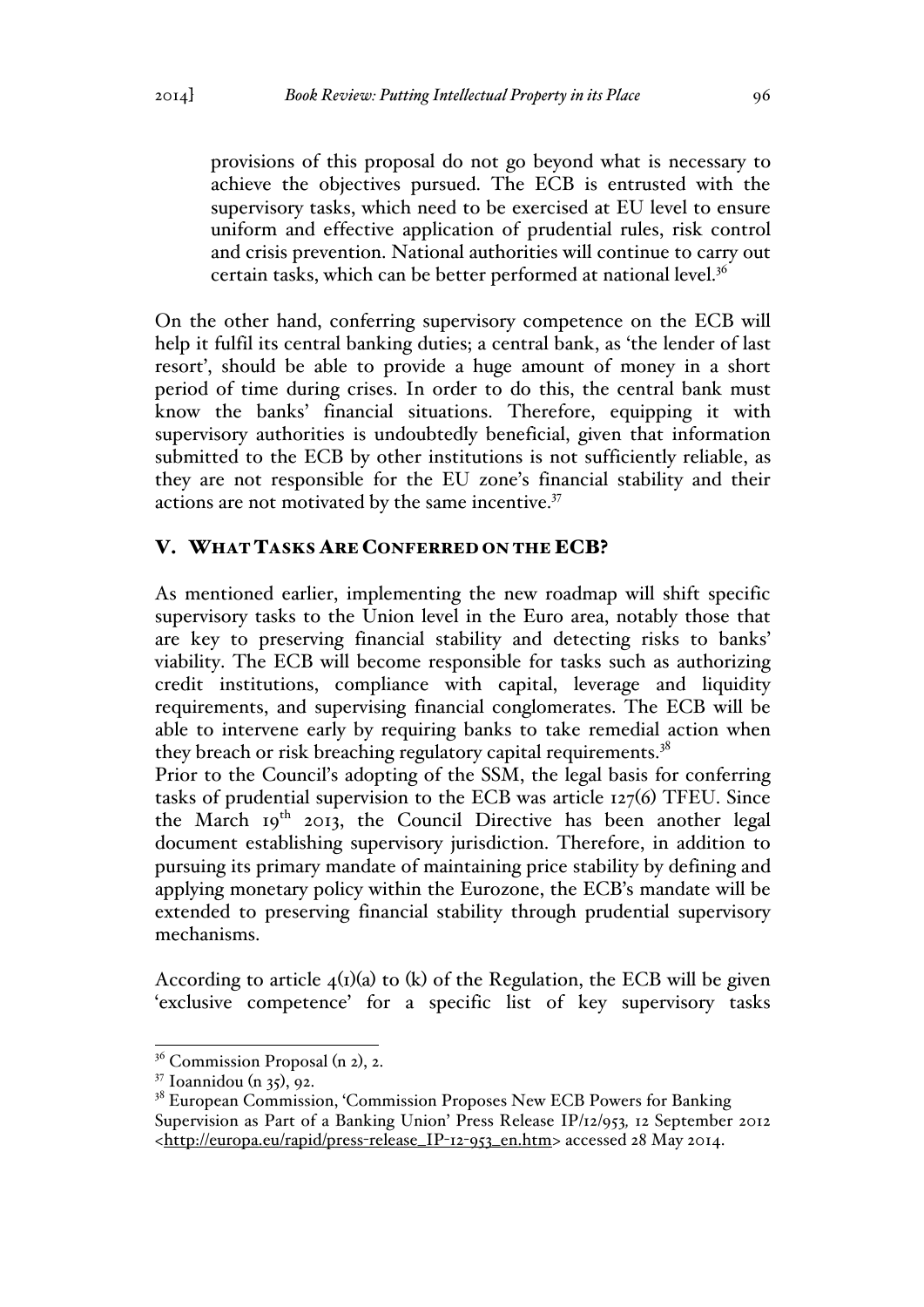> provisions of this proposal do not go beyond what is necessary to achieve the objectives pursued. The ECB is entrusted with the supervisory tasks, which need to be exercised at EU level to ensure uniform and effective application of prudential rules, risk control and crisis prevention. National authorities will continue to carry out certain tasks, which can be better performed at national level.[36]

On the other hand, conferring supervisory competence on the ECB will help it fulfil its central banking duties; a central bank, as 'the lender of last resort', should be able to provide a huge amount of money in a short period of time during crises. In order to do this, the central bank must know the banks' financial situations. Therefore, equipping it with supervisory authorities is undoubtedly beneficial, given that information submitted to the ECB by other institutions is not sufficiently reliable, as they are not responsible for the EU zone's financial stability and their actions are not motivated by the same incentive.[37]

## V. WHAT TASKS ARE CONFERRED ON THE ECB?

As mentioned earlier, implementing the new roadmap will shift specific supervisory tasks to the Union level in the Euro area, notably those that are key to preserving financial stability and detecting risks to banks' viability. The ECB will become responsible for tasks such as authorizing credit institutions, compliance with capital, leverage and liquidity requirements, and supervising financial conglomerates. The ECB will be able to intervene early by requiring banks to take remedial action when they breach or risk breaching regulatory capital requirements.[38]

Prior to the Council's adopting of the SSM, the legal basis for conferring tasks of prudential supervision to the ECB was article 127(6) TFEU. Since the March 19th 2013, the Council Directive has been another legal document establishing supervisory jurisdiction. Therefore, in addition to pursuing its primary mandate of maintaining price stability by defining and applying monetary policy within the Eurozone, the ECB's mandate will be extended to preserving financial stability through prudential supervisory mechanisms.

According to article 4(1)(a) to (k) of the Regulation, the ECB will be given 'exclusive competence' for a specific list of key supervisory tasks

---

[36] Commission Proposal (n 2), 2.

[37] Ioannidou (n 35), 92.

[38] European Commission, 'Commission Proposes New ECB Powers for Banking Supervision as Part of a Banking Union' Press Release IP/12/953, 12 September 2012 <http://europa.eu/rapid/press-release_IP-12-953_en.htm> accessed 28 May 2014.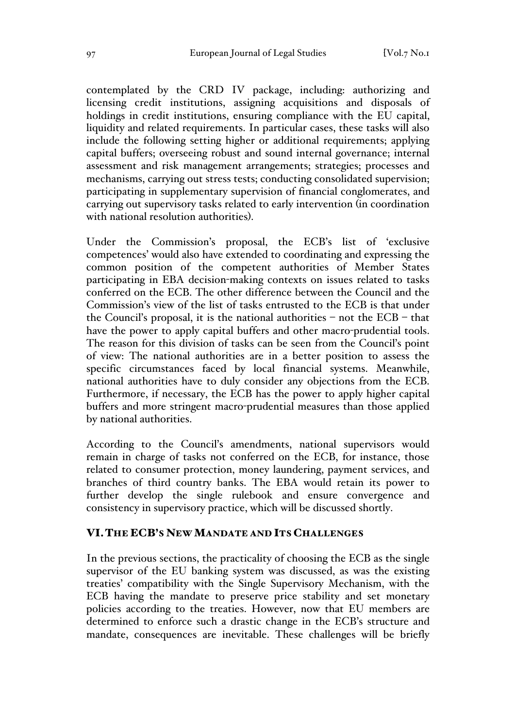contemplated by the CRD IV package, including: authorizing and licensing credit institutions, assigning acquisitions and disposals of holdings in credit institutions, ensuring compliance with the EU capital, liquidity and related requirements. In particular cases, these tasks will also include the following setting higher or additional requirements; applying capital buffers; overseeing robust and sound internal governance; internal assessment and risk management arrangements; strategies; processes and mechanisms, carrying out stress tests; conducting consolidated supervision; participating in supplementary supervision of financial conglomerates, and carrying out supervisory tasks related to early intervention (in coordination with national resolution authorities).

Under the Commission's proposal, the ECB's list of 'exclusive competences' would also have extended to coordinating and expressing the common position of the competent authorities of Member States participating in EBA decision-making contexts on issues related to tasks conferred on the ECB. The other difference between the Council and the Commission's view of the list of tasks entrusted to the ECB is that under the Council's proposal, it is the national authorities – not the ECB – that have the power to apply capital buffers and other macro-prudential tools. The reason for this division of tasks can be seen from the Council's point of view: The national authorities are in a better position to assess the specific circumstances faced by local financial systems. Meanwhile, national authorities have to duly consider any objections from the ECB. Furthermore, if necessary, the ECB has the power to apply higher capital buffers and more stringent macro-prudential measures than those applied by national authorities.

According to the Council's amendments, national supervisors would remain in charge of tasks not conferred on the ECB, for instance, those related to consumer protection, money laundering, payment services, and branches of third country banks. The EBA would retain its power to further develop the single rulebook and ensure convergence and consistency in supervisory practice, which will be discussed shortly.

## VI. THE ECB'S NEW MANDATE AND ITS CHALLENGES

In the previous sections, the practicality of choosing the ECB as the single supervisor of the EU banking system was discussed, as was the existing treaties' compatibility with the Single Supervisory Mechanism, with the ECB having the mandate to preserve price stability and set monetary policies according to the treaties. However, now that EU members are determined to enforce such a drastic change in the ECB's structure and mandate, consequences are inevitable. These challenges will be briefly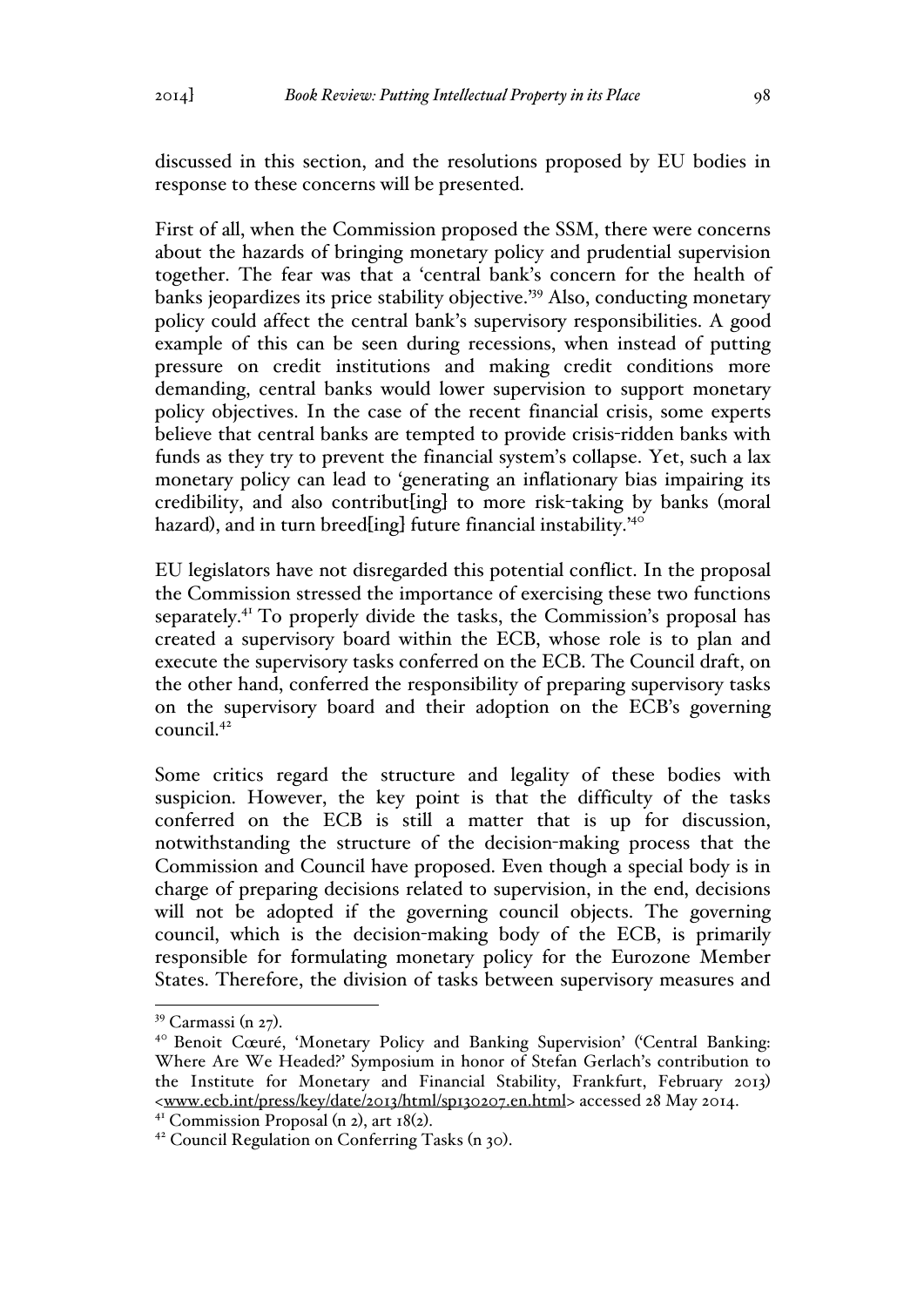discussed in this section, and the resolutions proposed by EU bodies in response to these concerns will be presented.

First of all, when the Commission proposed the SSM, there were concerns about the hazards of bringing monetary policy and prudential supervision together. The fear was that a 'central bank's concern for the health of banks jeopardizes its price stability objective.'[39] Also, conducting monetary policy could affect the central bank's supervisory responsibilities. A good example of this can be seen during recessions, when instead of putting pressure on credit institutions and making credit conditions more demanding, central banks would lower supervision to support monetary policy objectives. In the case of the recent financial crisis, some experts believe that central banks are tempted to provide crisis-ridden banks with funds as they try to prevent the financial system's collapse. Yet, such a lax monetary policy can lead to 'generating an inflationary bias impairing its credibility, and also contribut[ing] to more risk-taking by banks (moral hazard), and in turn breed[ing] future financial instability.'[40]

EU legislators have not disregarded this potential conflict. In the proposal the Commission stressed the importance of exercising these two functions separately.[41] To properly divide the tasks, the Commission's proposal has created a supervisory board within the ECB, whose role is to plan and execute the supervisory tasks conferred on the ECB. The Council draft, on the other hand, conferred the responsibility of preparing supervisory tasks on the supervisory board and their adoption on the ECB's governing council.[42]

Some critics regard the structure and legality of these bodies with suspicion. However, the key point is that the difficulty of the tasks conferred on the ECB is still a matter that is up for discussion, notwithstanding the structure of the decision-making process that the Commission and Council have proposed. Even though a special body is in charge of preparing decisions related to supervision, in the end, decisions will not be adopted if the governing council objects. The governing council, which is the decision-making body of the ECB, is primarily responsible for formulating monetary policy for the Eurozone Member States. Therefore, the division of tasks between supervisory measures and

---

[39] Carmassi (n 27).

[40] Benoit Cœuré, 'Monetary Policy and Banking Supervision' ('Central Banking: Where Are We Headed?' Symposium in honor of Stefan Gerlach's contribution to the Institute for Monetary and Financial Stability, Frankfurt, February 2013) <www.ecb.int/press/key/date/2013/html/sp130207.en.html> accessed 28 May 2014.

[41] Commission Proposal (n 2), art 18(2).

[42] Council Regulation on Conferring Tasks (n 30).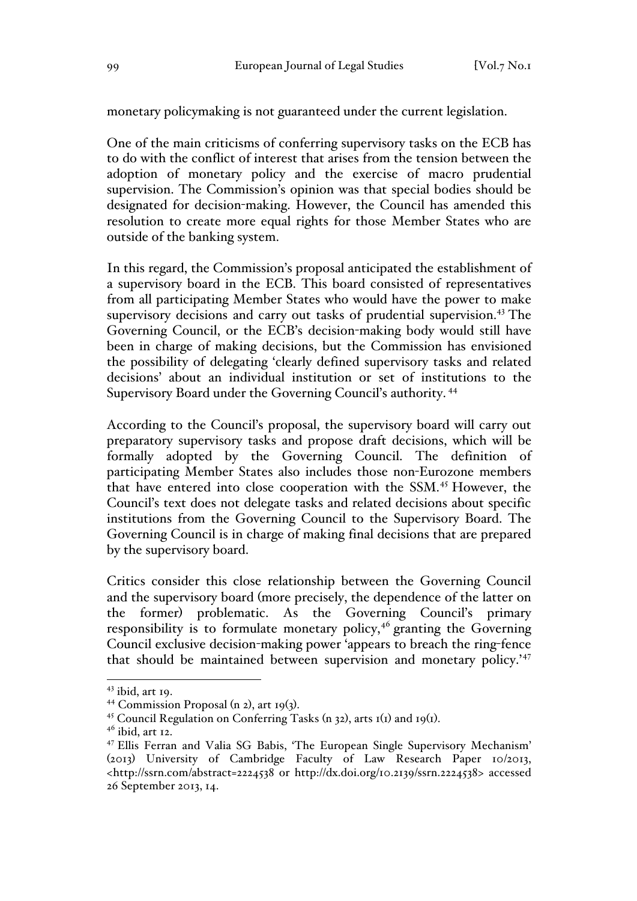monetary policymaking is not guaranteed under the current legislation.

One of the main criticisms of conferring supervisory tasks on the ECB has to do with the conflict of interest that arises from the tension between the adoption of monetary policy and the exercise of macro prudential supervision. The Commission's opinion was that special bodies should be designated for decision-making. However, the Council has amended this resolution to create more equal rights for those Member States who are outside of the banking system.

In this regard, the Commission's proposal anticipated the establishment of a supervisory board in the ECB. This board consisted of representatives from all participating Member States who would have the power to make supervisory decisions and carry out tasks of prudential supervision.[43] The Governing Council, or the ECB's decision-making body would still have been in charge of making decisions, but the Commission has envisioned the possibility of delegating 'clearly defined supervisory tasks and related decisions' about an individual institution or set of institutions to the Supervisory Board under the Governing Council's authority.[44]

According to the Council's proposal, the supervisory board will carry out preparatory supervisory tasks and propose draft decisions, which will be formally adopted by the Governing Council. The definition of participating Member States also includes those non-Eurozone members that have entered into close cooperation with the SSM.[45] However, the Council's text does not delegate tasks and related decisions about specific institutions from the Governing Council to the Supervisory Board. The Governing Council is in charge of making final decisions that are prepared by the supervisory board.

Critics consider this close relationship between the Governing Council and the supervisory board (more precisely, the dependence of the latter on the former) problematic. As the Governing Council's primary responsibility is to formulate monetary policy,[46] granting the Governing Council exclusive decision-making power 'appears to breach the ring-fence that should be maintained between supervision and monetary policy.'[47]

---

[43] ibid, art 19.

[44] Commission Proposal (n 2), art 19(3).

[45] Council Regulation on Conferring Tasks (n 32), arts 1(1) and 19(1).

[46] ibid, art 12.

[47] Ellis Ferran and Valia SG Babis, 'The European Single Supervisory Mechanism' (2013) University of Cambridge Faculty of Law Research Paper 10/2013, <http://ssrn.com/abstract=2224538 or http://dx.doi.org/10.2139/ssrn.2224538> accessed 26 September 2013, 14.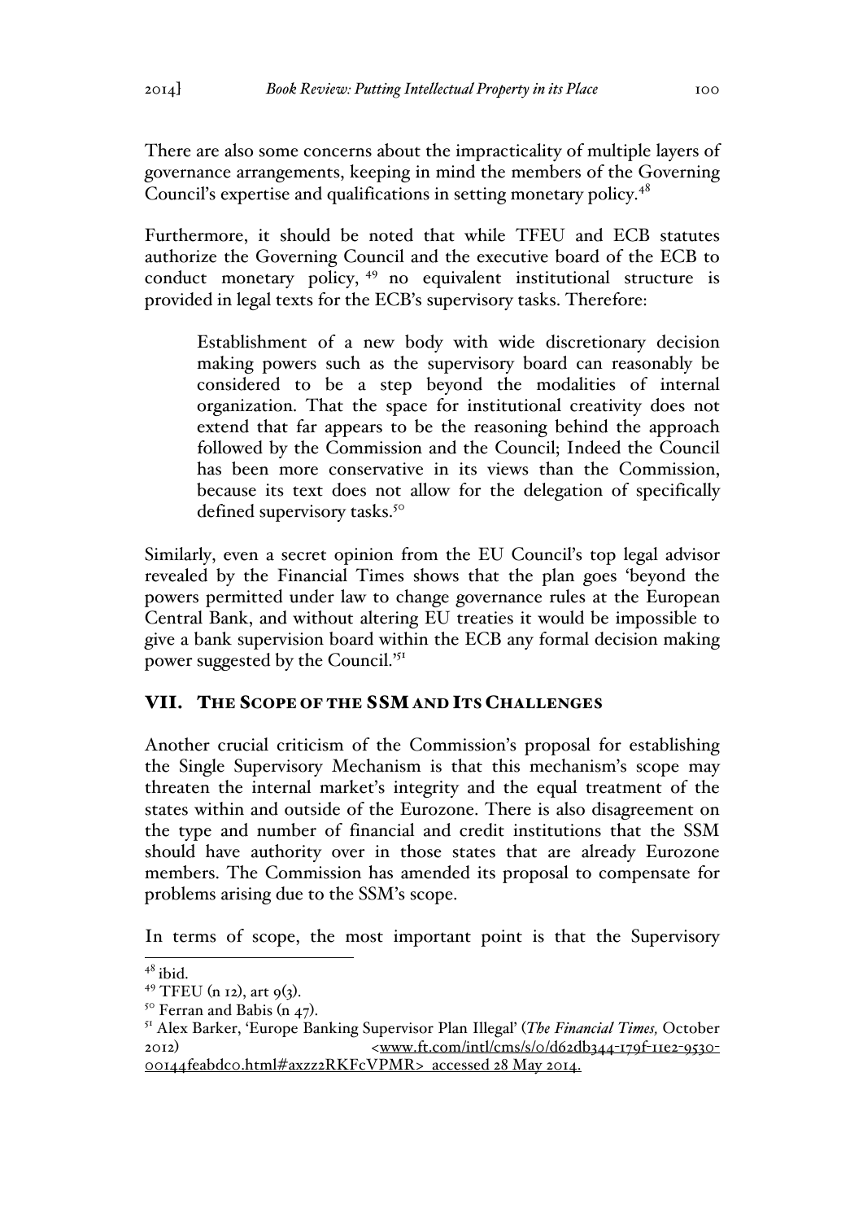There are also some concerns about the impracticality of multiple layers of governance arrangements, keeping in mind the members of the Governing Council's expertise and qualifications in setting monetary policy.[48]

Furthermore, it should be noted that while TFEU and ECB statutes authorize the Governing Council and the executive board of the ECB to conduct monetary policy, [49] no equivalent institutional structure is provided in legal texts for the ECB's supervisory tasks. Therefore:

> Establishment of a new body with wide discretionary decision making powers such as the supervisory board can reasonably be considered to be a step beyond the modalities of internal organization. That the space for institutional creativity does not extend that far appears to be the reasoning behind the approach followed by the Commission and the Council; Indeed the Council has been more conservative in its views than the Commission, because its text does not allow for the delegation of specifically defined supervisory tasks.[50]

Similarly, even a secret opinion from the EU Council's top legal advisor revealed by the Financial Times shows that the plan goes 'beyond the powers permitted under law to change governance rules at the European Central Bank, and without altering EU treaties it would be impossible to give a bank supervision board within the ECB any formal decision making power suggested by the Council.'[51]

## VII. THE SCOPE OF THE SSM AND ITS CHALLENGES

Another crucial criticism of the Commission's proposal for establishing the Single Supervisory Mechanism is that this mechanism's scope may threaten the internal market's integrity and the equal treatment of the states within and outside of the Eurozone. There is also disagreement on the type and number of financial and credit institutions that the SSM should have authority over in those states that are already Eurozone members. The Commission has amended its proposal to compensate for problems arising due to the SSM's scope.

In terms of scope, the most important point is that the Supervisory

---

[48] ibid.

[49] TFEU (n 12), art 9(3).

[50] Ferran and Babis (n 47).

[51] Alex Barker, 'Europe Banking Supervisor Plan Illegal' (*The Financial Times,* October 2012) <www.ft.com/intl/cms/s/0/d62db344-179f-11e2-9530-00144feabdc0.html#axzz2RKFcVPMR> accessed 28 May 2014.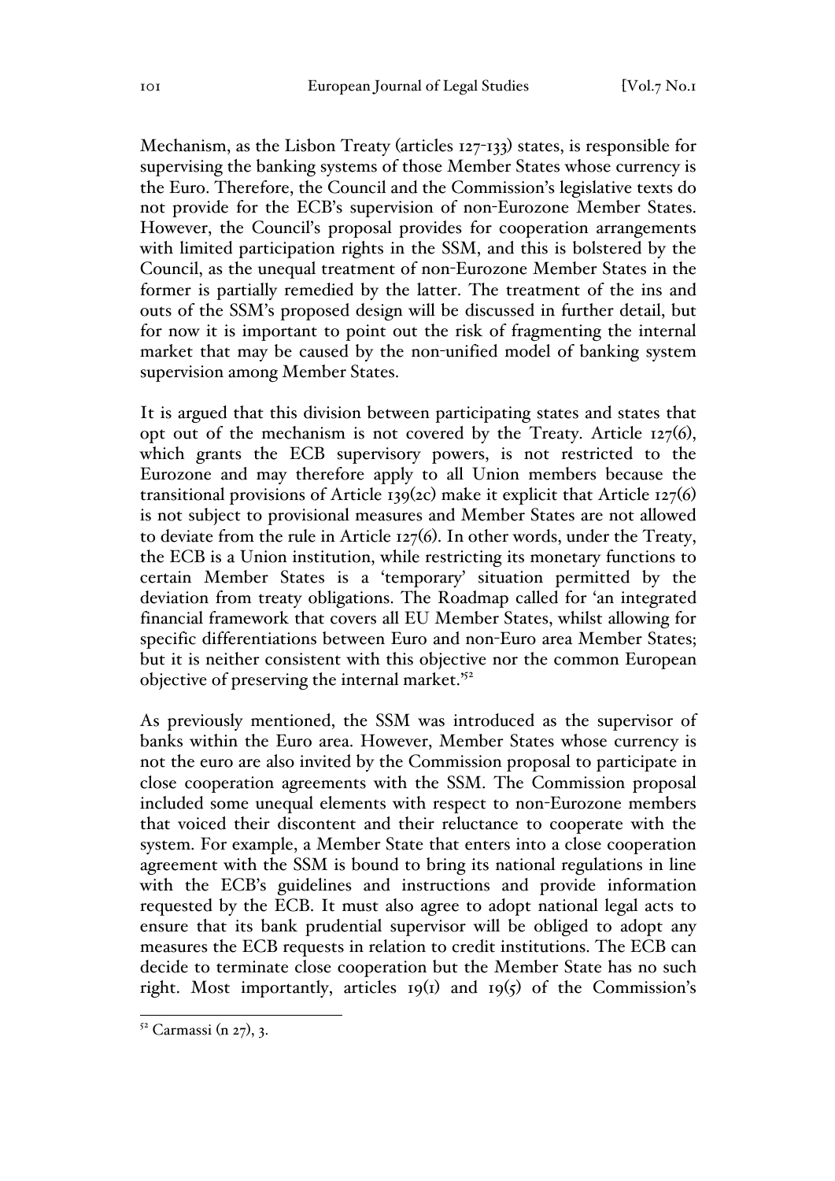Mechanism, as the Lisbon Treaty (articles 127-133) states, is responsible for supervising the banking systems of those Member States whose currency is the Euro. Therefore, the Council and the Commission's legislative texts do not provide for the ECB's supervision of non-Eurozone Member States. However, the Council's proposal provides for cooperation arrangements with limited participation rights in the SSM, and this is bolstered by the Council, as the unequal treatment of non-Eurozone Member States in the former is partially remedied by the latter. The treatment of the ins and outs of the SSM's proposed design will be discussed in further detail, but for now it is important to point out the risk of fragmenting the internal market that may be caused by the non-unified model of banking system supervision among Member States.

It is argued that this division between participating states and states that opt out of the mechanism is not covered by the Treaty. Article 127(6), which grants the ECB supervisory powers, is not restricted to the Eurozone and may therefore apply to all Union members because the transitional provisions of Article 139(2c) make it explicit that Article 127(6) is not subject to provisional measures and Member States are not allowed to deviate from the rule in Article 127(6). In other words, under the Treaty, the ECB is a Union institution, while restricting its monetary functions to certain Member States is a 'temporary' situation permitted by the deviation from treaty obligations. The Roadmap called for 'an integrated financial framework that covers all EU Member States, whilst allowing for specific differentiations between Euro and non-Euro area Member States; but it is neither consistent with this objective nor the common European objective of preserving the internal market.'[52]

As previously mentioned, the SSM was introduced as the supervisor of banks within the Euro area. However, Member States whose currency is not the euro are also invited by the Commission proposal to participate in close cooperation agreements with the SSM. The Commission proposal included some unequal elements with respect to non-Eurozone members that voiced their discontent and their reluctance to cooperate with the system. For example, a Member State that enters into a close cooperation agreement with the SSM is bound to bring its national regulations in line with the ECB's guidelines and instructions and provide information requested by the ECB. It must also agree to adopt national legal acts to ensure that its bank prudential supervisor will be obliged to adopt any measures the ECB requests in relation to credit institutions. The ECB can decide to terminate close cooperation but the Member State has no such right. Most importantly, articles 19(1) and 19(5) of the Commission's

[52] Carmassi (n 27), 3.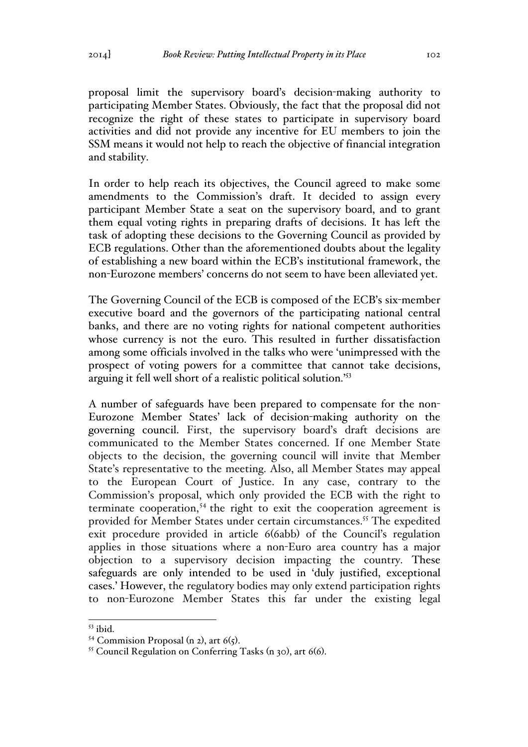proposal limit the supervisory board's decision-making authority to participating Member States. Obviously, the fact that the proposal did not recognize the right of these states to participate in supervisory board activities and did not provide any incentive for EU members to join the SSM means it would not help to reach the objective of financial integration and stability.

In order to help reach its objectives, the Council agreed to make some amendments to the Commission's draft. It decided to assign every participant Member State a seat on the supervisory board, and to grant them equal voting rights in preparing drafts of decisions. It has left the task of adopting these decisions to the Governing Council as provided by ECB regulations. Other than the aforementioned doubts about the legality of establishing a new board within the ECB's institutional framework, the non-Eurozone members' concerns do not seem to have been alleviated yet.

The Governing Council of the ECB is composed of the ECB's six-member executive board and the governors of the participating national central banks, and there are no voting rights for national competent authorities whose currency is not the euro. This resulted in further dissatisfaction among some officials involved in the talks who were 'unimpressed with the prospect of voting powers for a committee that cannot take decisions, arguing it fell well short of a realistic political solution.'[53]

A number of safeguards have been prepared to compensate for the non-Eurozone Member States' lack of decision-making authority on the governing council. First, the supervisory board's draft decisions are communicated to the Member States concerned. If one Member State objects to the decision, the governing council will invite that Member State's representative to the meeting. Also, all Member States may appeal to the European Court of Justice. In any case, contrary to the Commission's proposal, which only provided the ECB with the right to terminate cooperation,[54] the right to exit the cooperation agreement is provided for Member States under certain circumstances.[55] The expedited exit procedure provided in article 6(6abb) of the Council's regulation applies in those situations where a non-Euro area country has a major objection to a supervisory decision impacting the country. These safeguards are only intended to be used in 'duly justified, exceptional cases.' However, the regulatory bodies may only extend participation rights to non-Eurozone Member States this far under the existing legal

---

[53] ibid.

[54] Commision Proposal (n 2), art 6(5).

[55] Council Regulation on Conferring Tasks (n 30), art 6(6).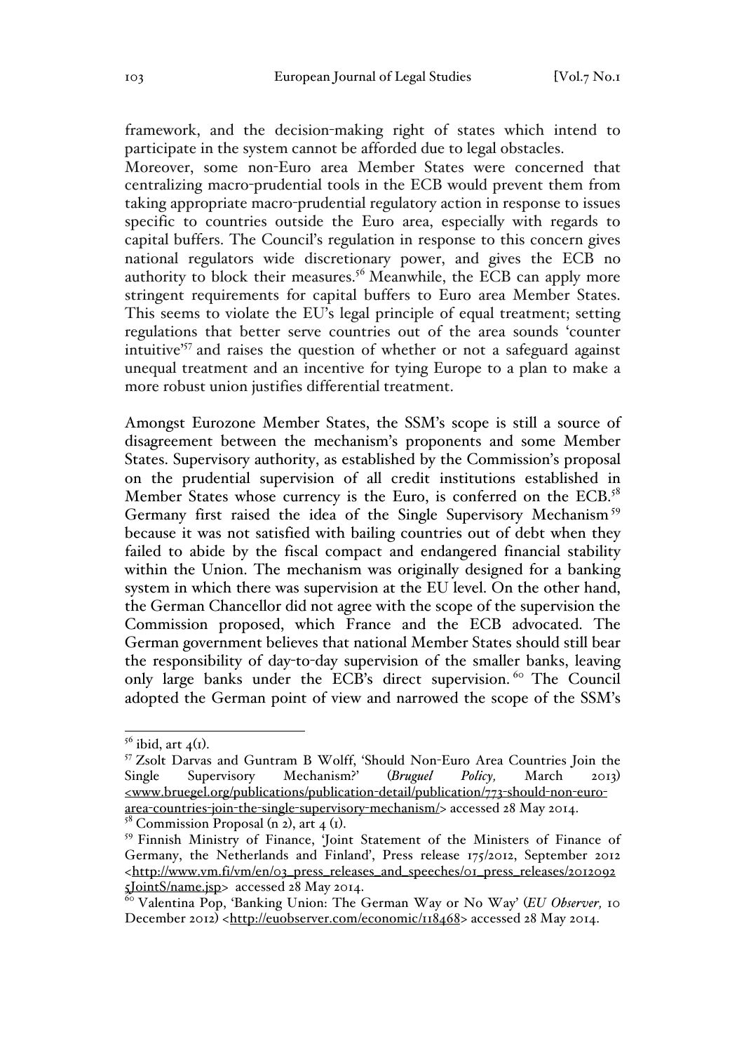framework, and the decision-making right of states which intend to participate in the system cannot be afforded due to legal obstacles.

Moreover, some non-Euro area Member States were concerned that centralizing macro-prudential tools in the ECB would prevent them from taking appropriate macro-prudential regulatory action in response to issues specific to countries outside the Euro area, especially with regards to capital buffers. The Council's regulation in response to this concern gives national regulators wide discretionary power, and gives the ECB no authority to block their measures.[56] Meanwhile, the ECB can apply more stringent requirements for capital buffers to Euro area Member States. This seems to violate the EU's legal principle of equal treatment; setting regulations that better serve countries out of the area sounds 'counter intuitive'[57] and raises the question of whether or not a safeguard against unequal treatment and an incentive for tying Europe to a plan to make a more robust union justifies differential treatment.

Amongst Eurozone Member States, the SSM's scope is still a source of disagreement between the mechanism's proponents and some Member States. Supervisory authority, as established by the Commission's proposal on the prudential supervision of all credit institutions established in Member States whose currency is the Euro, is conferred on the ECB.[58] Germany first raised the idea of the Single Supervisory Mechanism[59] because it was not satisfied with bailing countries out of debt when they failed to abide by the fiscal compact and endangered financial stability within the Union. The mechanism was originally designed for a banking system in which there was supervision at the EU level. On the other hand, the German Chancellor did not agree with the scope of the supervision the Commission proposed, which France and the ECB advocated. The German government believes that national Member States should still bear the responsibility of day-to-day supervision of the smaller banks, leaving only large banks under the ECB's direct supervision.[60] The Council adopted the German point of view and narrowed the scope of the SSM's

---

[56] ibid, art 4(1).

[57] Zsolt Darvas and Guntram B Wolff, 'Should Non-Euro Area Countries Join the Single Supervisory Mechanism?' (*Bruguel Policy,* March 2013) <www.bruegel.org/publications/publication-detail/publication/773-should-non-euro-area-countries-join-the-single-supervisory-mechanism/> accessed 28 May 2014.

[58] Commission Proposal (n 2), art 4 (1).

[59] Finnish Ministry of Finance, 'Joint Statement of the Ministers of Finance of Germany, the Netherlands and Finland', Press release 175/2012, September 2012 <http://www.vm.fi/vm/en/03_press_releases_and_speeches/01_press_releases/20120925JointS/name.jsp> accessed 28 May 2014.

[60] Valentina Pop, 'Banking Union: The German Way or No Way' (*EU Observer,* 10 December 2012) <http://euobserver.com/economic/118468> accessed 28 May 2014.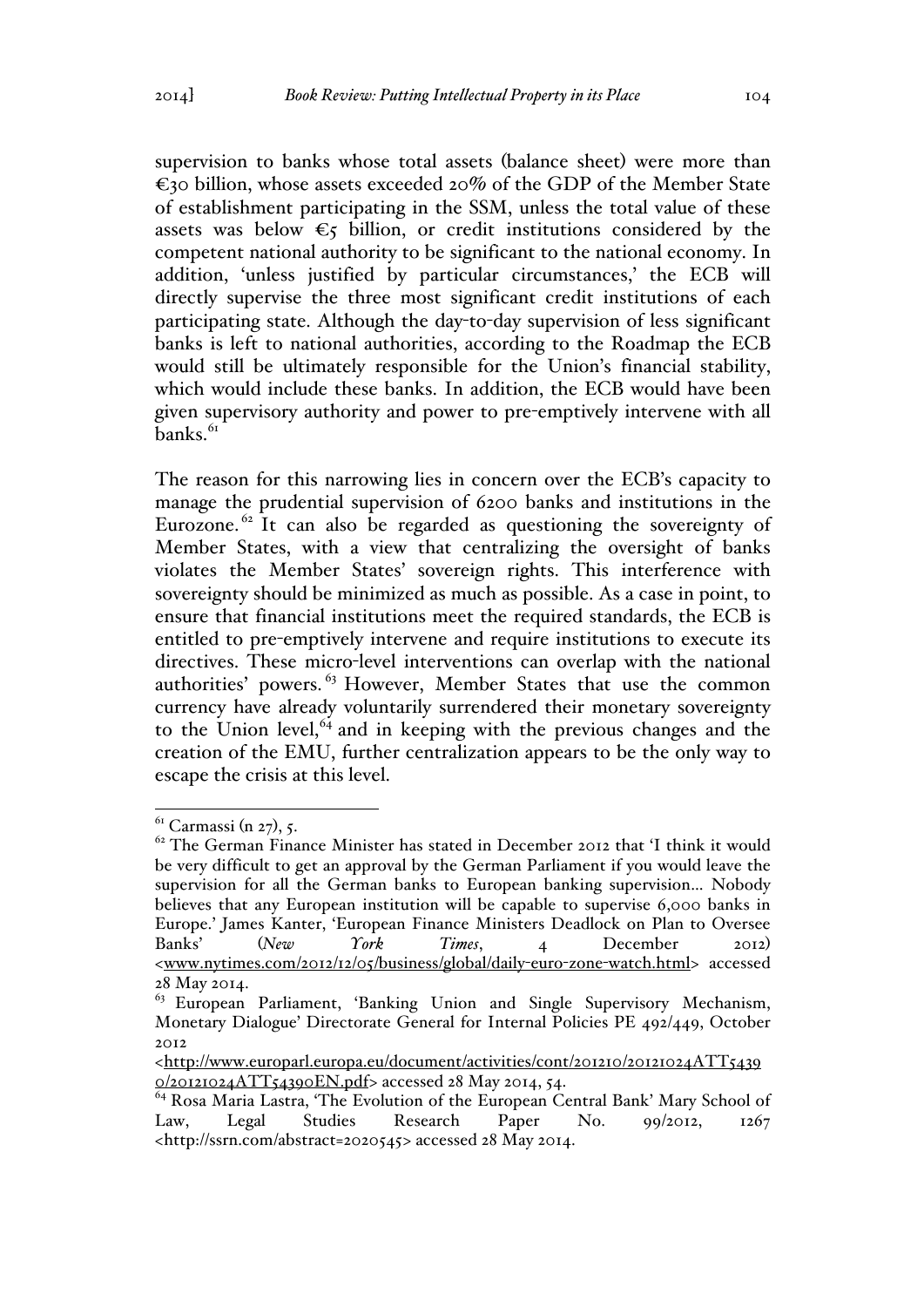supervision to banks whose total assets (balance sheet) were more than €30 billion, whose assets exceeded 20% of the GDP of the Member State of establishment participating in the SSM, unless the total value of these assets was below €5 billion, or credit institutions considered by the competent national authority to be significant to the national economy. In addition, 'unless justified by particular circumstances,' the ECB will directly supervise the three most significant credit institutions of each participating state. Although the day-to-day supervision of less significant banks is left to national authorities, according to the Roadmap the ECB would still be ultimately responsible for the Union's financial stability, which would include these banks. In addition, the ECB would have been given supervisory authority and power to pre-emptively intervene with all banks.[61]

The reason for this narrowing lies in concern over the ECB's capacity to manage the prudential supervision of 6200 banks and institutions in the Eurozone.[62] It can also be regarded as questioning the sovereignty of Member States, with a view that centralizing the oversight of banks violates the Member States' sovereign rights. This interference with sovereignty should be minimized as much as possible. As a case in point, to ensure that financial institutions meet the required standards, the ECB is entitled to pre-emptively intervene and require institutions to execute its directives. These micro-level interventions can overlap with the national authorities' powers.[63] However, Member States that use the common currency have already voluntarily surrendered their monetary sovereignty to the Union level,[64] and in keeping with the previous changes and the creation of the EMU, further centralization appears to be the only way to escape the crisis at this level.

---

[61] Carmassi (n 27), 5.

[62] The German Finance Minister has stated in December 2012 that 'I think it would be very difficult to get an approval by the German Parliament if you would leave the supervision for all the German banks to European banking supervision… Nobody believes that any European institution will be capable to supervise 6,000 banks in Europe.' James Kanter, 'European Finance Ministers Deadlock on Plan to Oversee Banks' (*New York Times*, 4 December 2012) <www.nytimes.com/2012/12/05/business/global/daily-euro-zone-watch.html> accessed 28 May 2014.

[63] European Parliament, 'Banking Union and Single Supervisory Mechanism, Monetary Dialogue' Directorate General for Internal Policies PE 492/449, October 2012 <http://www.europarl.europa.eu/document/activities/cont/201210/20121024ATT54390/20121024ATT54390EN.pdf> accessed 28 May 2014, 54.

[64] Rosa Maria Lastra, 'The Evolution of the European Central Bank' Mary School of Law, Legal Studies Research Paper No. 99/2012, 1267 <http://ssrn.com/abstract=2020545> accessed 28 May 2014.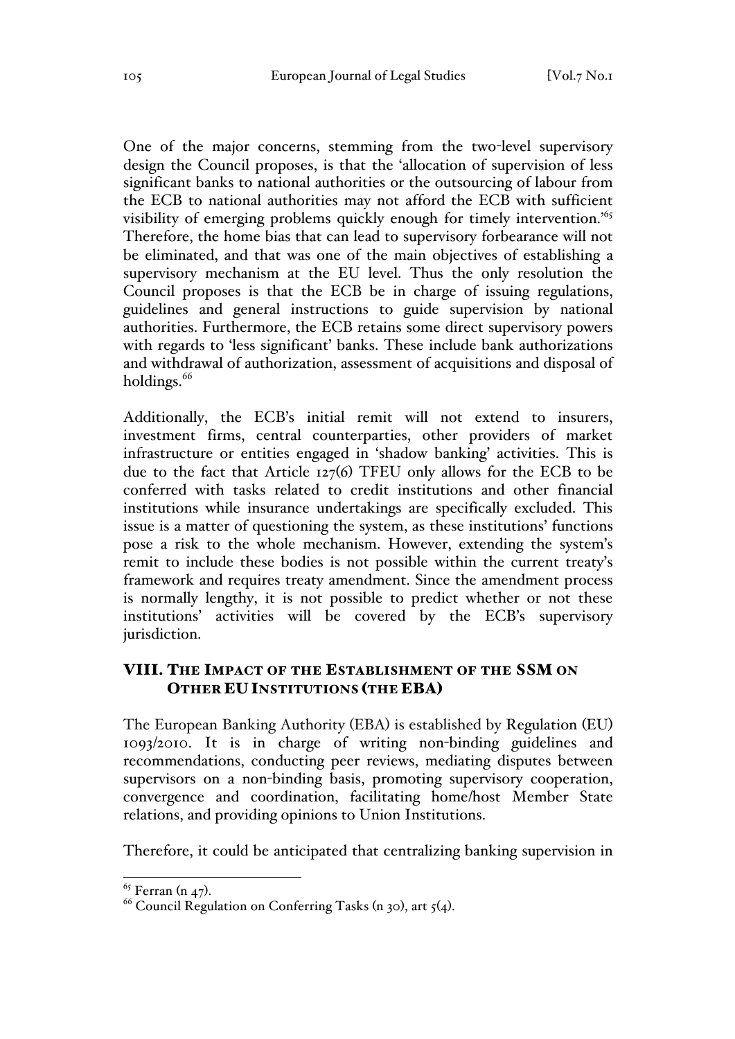One of the major concerns, stemming from the two-level supervisory design the Council proposes, is that the 'allocation of supervision of less significant banks to national authorities or the outsourcing of labour from the ECB to national authorities may not afford the ECB with sufficient visibility of emerging problems quickly enough for timely intervention.'[65] Therefore, the home bias that can lead to supervisory forbearance will not be eliminated, and that was one of the main objectives of establishing a supervisory mechanism at the EU level. Thus the only resolution the Council proposes is that the ECB be in charge of issuing regulations, guidelines and general instructions to guide supervision by national authorities. Furthermore, the ECB retains some direct supervisory powers with regards to 'less significant' banks. These include bank authorizations and withdrawal of authorization, assessment of acquisitions and disposal of holdings.[66]

Additionally, the ECB's initial remit will not extend to insurers, investment firms, central counterparties, other providers of market infrastructure or entities engaged in 'shadow banking' activities. This is due to the fact that Article 127(6) TFEU only allows for the ECB to be conferred with tasks related to credit institutions and other financial institutions while insurance undertakings are specifically excluded. This issue is a matter of questioning the system, as these institutions' functions pose a risk to the whole mechanism. However, extending the system's remit to include these bodies is not possible within the current treaty's framework and requires treaty amendment. Since the amendment process is normally lengthy, it is not possible to predict whether or not these institutions' activities will be covered by the ECB's supervisory jurisdiction.

## VIII. THE IMPACT OF THE ESTABLISHMENT OF THE SSM ON OTHER EU INSTITUTIONS (THE EBA)

The European Banking Authority (EBA) is established by Regulation (EU) 1093/2010. It is in charge of writing non-binding guidelines and recommendations, conducting peer reviews, mediating disputes between supervisors on a non-binding basis, promoting supervisory cooperation, convergence and coordination, facilitating home/host Member State relations, and providing opinions to Union Institutions.

Therefore, it could be anticipated that centralizing banking supervision in

---

[65] Ferran (n 47).

[66] Council Regulation on Conferring Tasks (n 30), art 5(4).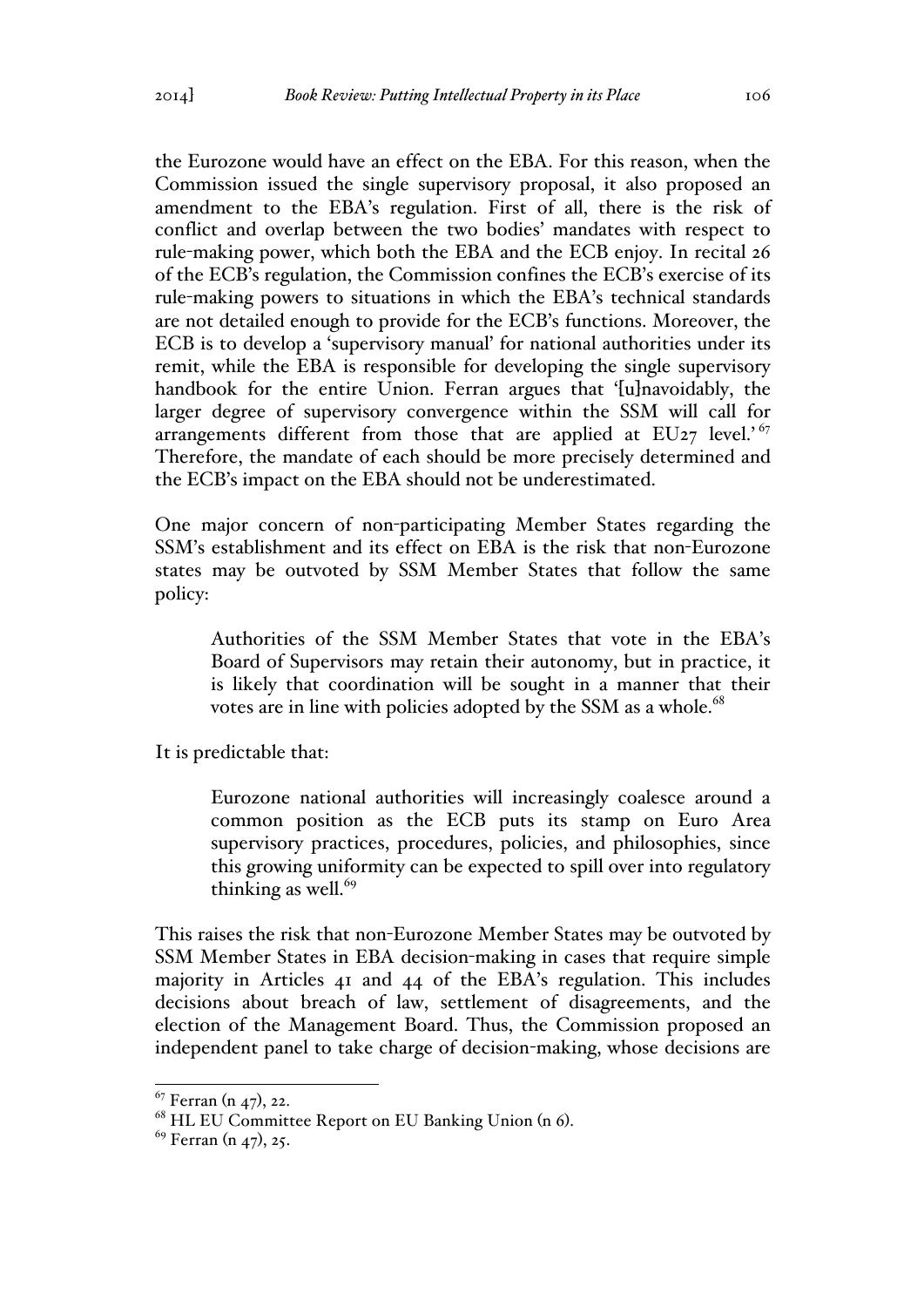the Eurozone would have an effect on the EBA. For this reason, when the Commission issued the single supervisory proposal, it also proposed an amendment to the EBA's regulation. First of all, there is the risk of conflict and overlap between the two bodies' mandates with respect to rule-making power, which both the EBA and the ECB enjoy. In recital 26 of the ECB's regulation, the Commission confines the ECB's exercise of its rule-making powers to situations in which the EBA's technical standards are not detailed enough to provide for the ECB's functions. Moreover, the ECB is to develop a 'supervisory manual' for national authorities under its remit, while the EBA is responsible for developing the single supervisory handbook for the entire Union. Ferran argues that '[u]navoidably, the larger degree of supervisory convergence within the SSM will call for arrangements different from those that are applied at EU27 level.'[67] Therefore, the mandate of each should be more precisely determined and the ECB's impact on the EBA should not be underestimated.

One major concern of non-participating Member States regarding the SSM's establishment and its effect on EBA is the risk that non-Eurozone states may be outvoted by SSM Member States that follow the same policy:

> Authorities of the SSM Member States that vote in the EBA's Board of Supervisors may retain their autonomy, but in practice, it is likely that coordination will be sought in a manner that their votes are in line with policies adopted by the SSM as a whole.[68]

It is predictable that:

> Eurozone national authorities will increasingly coalesce around a common position as the ECB puts its stamp on Euro Area supervisory practices, procedures, policies, and philosophies, since this growing uniformity can be expected to spill over into regulatory thinking as well.[69]

This raises the risk that non-Eurozone Member States may be outvoted by SSM Member States in EBA decision-making in cases that require simple majority in Articles 41 and 44 of the EBA's regulation. This includes decisions about breach of law, settlement of disagreements, and the election of the Management Board. Thus, the Commission proposed an independent panel to take charge of decision-making, whose decisions are

---

[67] Ferran (n 47), 22.

[68] HL EU Committee Report on EU Banking Union (n 6).

[69] Ferran (n 47), 25.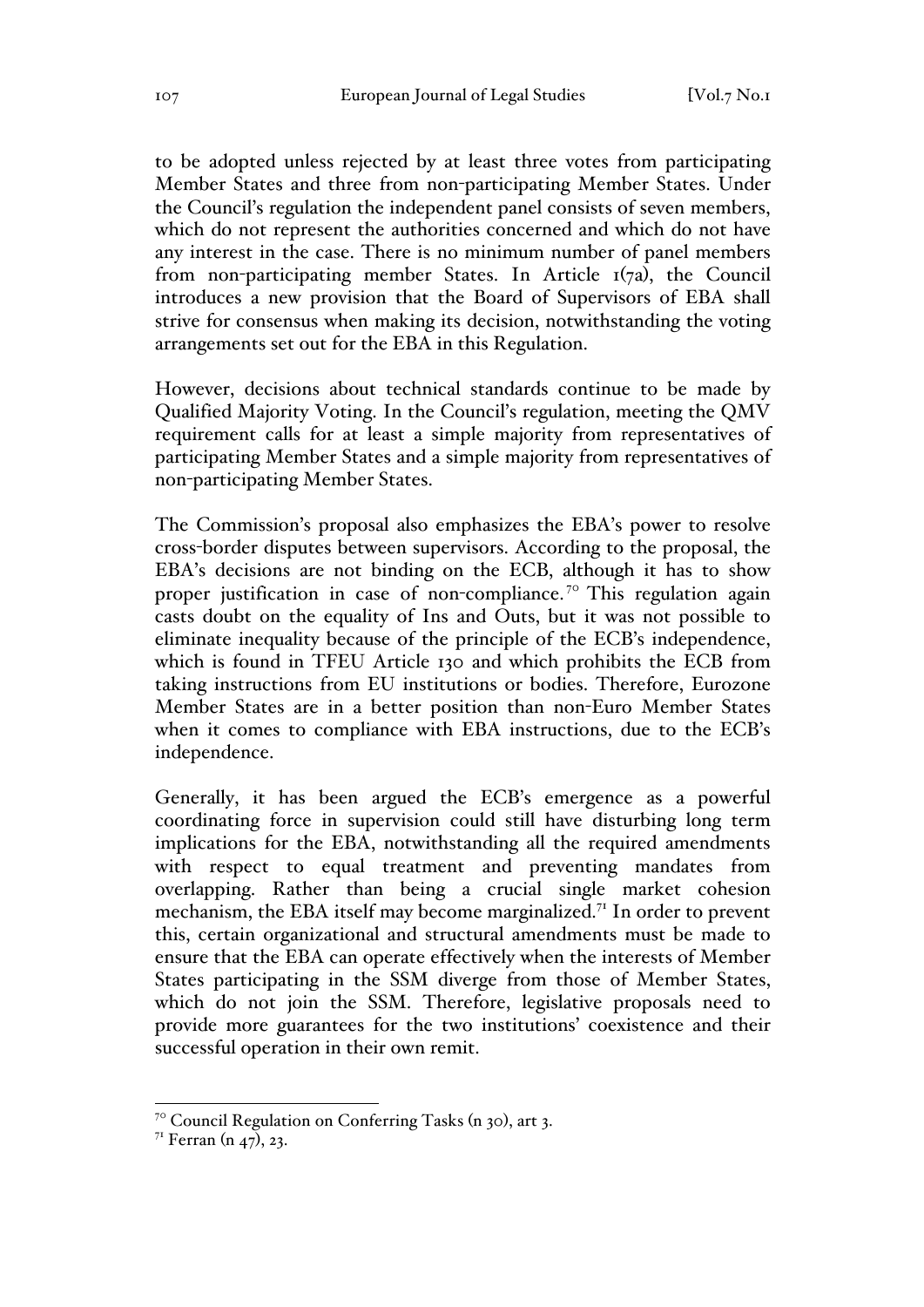to be adopted unless rejected by at least three votes from participating Member States and three from non-participating Member States. Under the Council's regulation the independent panel consists of seven members, which do not represent the authorities concerned and which do not have any interest in the case. There is no minimum number of panel members from non-participating member States. In Article 1(7a), the Council introduces a new provision that the Board of Supervisors of EBA shall strive for consensus when making its decision, notwithstanding the voting arrangements set out for the EBA in this Regulation.

However, decisions about technical standards continue to be made by Qualified Majority Voting. In the Council's regulation, meeting the QMV requirement calls for at least a simple majority from representatives of participating Member States and a simple majority from representatives of non-participating Member States.

The Commission's proposal also emphasizes the EBA's power to resolve cross-border disputes between supervisors. According to the proposal, the EBA's decisions are not binding on the ECB, although it has to show proper justification in case of non-compliance.[70] This regulation again casts doubt on the equality of Ins and Outs, but it was not possible to eliminate inequality because of the principle of the ECB's independence, which is found in TFEU Article 130 and which prohibits the ECB from taking instructions from EU institutions or bodies. Therefore, Eurozone Member States are in a better position than non-Euro Member States when it comes to compliance with EBA instructions, due to the ECB's independence.

Generally, it has been argued the ECB's emergence as a powerful coordinating force in supervision could still have disturbing long term implications for the EBA, notwithstanding all the required amendments with respect to equal treatment and preventing mandates from overlapping. Rather than being a crucial single market cohesion mechanism, the EBA itself may become marginalized.[71] In order to prevent this, certain organizational and structural amendments must be made to ensure that the EBA can operate effectively when the interests of Member States participating in the SSM diverge from those of Member States, which do not join the SSM. Therefore, legislative proposals need to provide more guarantees for the two institutions' coexistence and their successful operation in their own remit.

---

[70] Council Regulation on Conferring Tasks (n 30), art 3.

[71] Ferran (n 47), 23.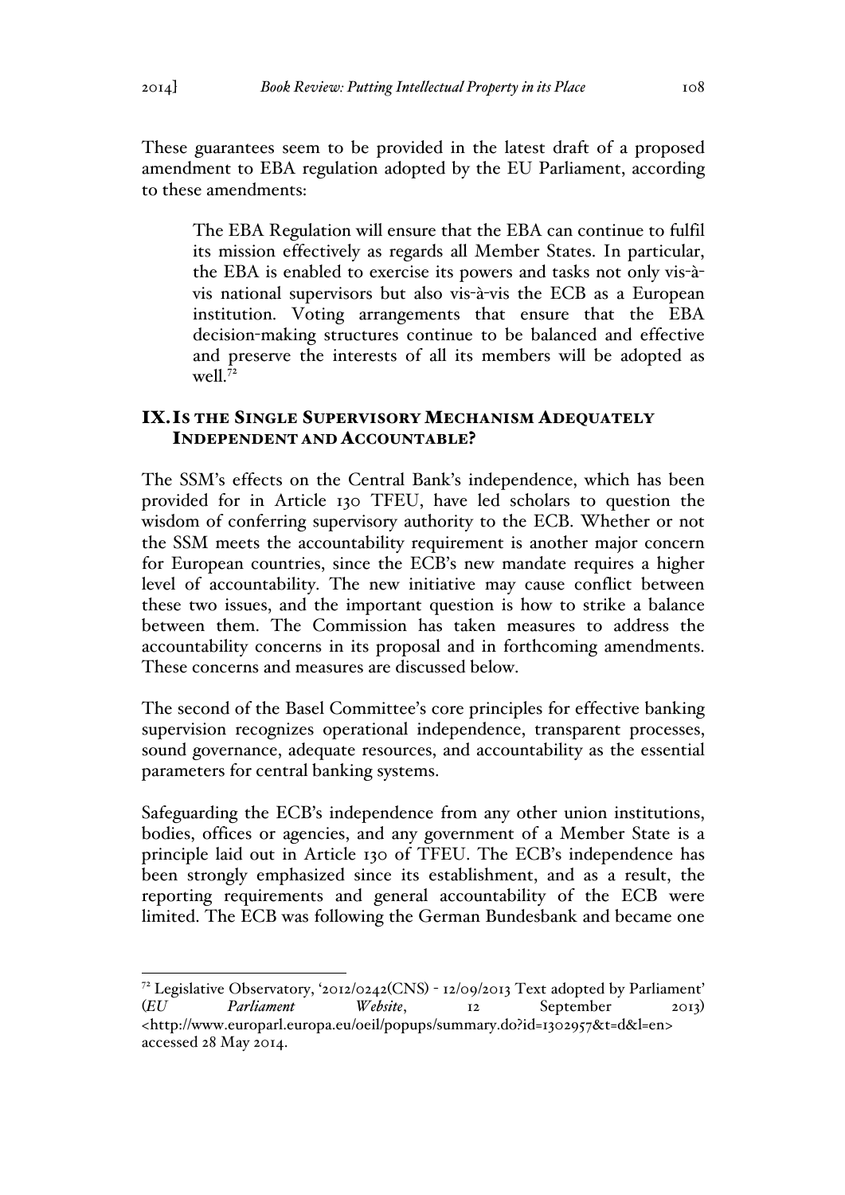These guarantees seem to be provided in the latest draft of a proposed amendment to EBA regulation adopted by the EU Parliament, according to these amendments:

> The EBA Regulation will ensure that the EBA can continue to fulfil its mission effectively as regards all Member States. In particular, the EBA is enabled to exercise its powers and tasks not only vis-à-vis national supervisors but also vis-à-vis the ECB as a European institution. Voting arrangements that ensure that the EBA decision-making structures continue to be balanced and effective and preserve the interests of all its members will be adopted as well.[72]

## IX. Is the Single Supervisory Mechanism Adequately Independent and Accountable?

The SSM's effects on the Central Bank's independence, which has been provided for in Article 130 TFEU, have led scholars to question the wisdom of conferring supervisory authority to the ECB. Whether or not the SSM meets the accountability requirement is another major concern for European countries, since the ECB's new mandate requires a higher level of accountability. The new initiative may cause conflict between these two issues, and the important question is how to strike a balance between them. The Commission has taken measures to address the accountability concerns in its proposal and in forthcoming amendments. These concerns and measures are discussed below.

The second of the Basel Committee's core principles for effective banking supervision recognizes operational independence, transparent processes, sound governance, adequate resources, and accountability as the essential parameters for central banking systems.

Safeguarding the ECB's independence from any other union institutions, bodies, offices or agencies, and any government of a Member State is a principle laid out in Article 130 of TFEU. The ECB's independence has been strongly emphasized since its establishment, and as a result, the reporting requirements and general accountability of the ECB were limited. The ECB was following the German Bundesbank and became one

---

[72] Legislative Observatory, '2012/0242(CNS) - 12/09/2013 Text adopted by Parliament' (*EU Parliament Website*, 12 September 2013) <http://www.europarl.europa.eu/oeil/popups/summary.do?id=1302957&t=d&l=en> accessed 28 May 2014.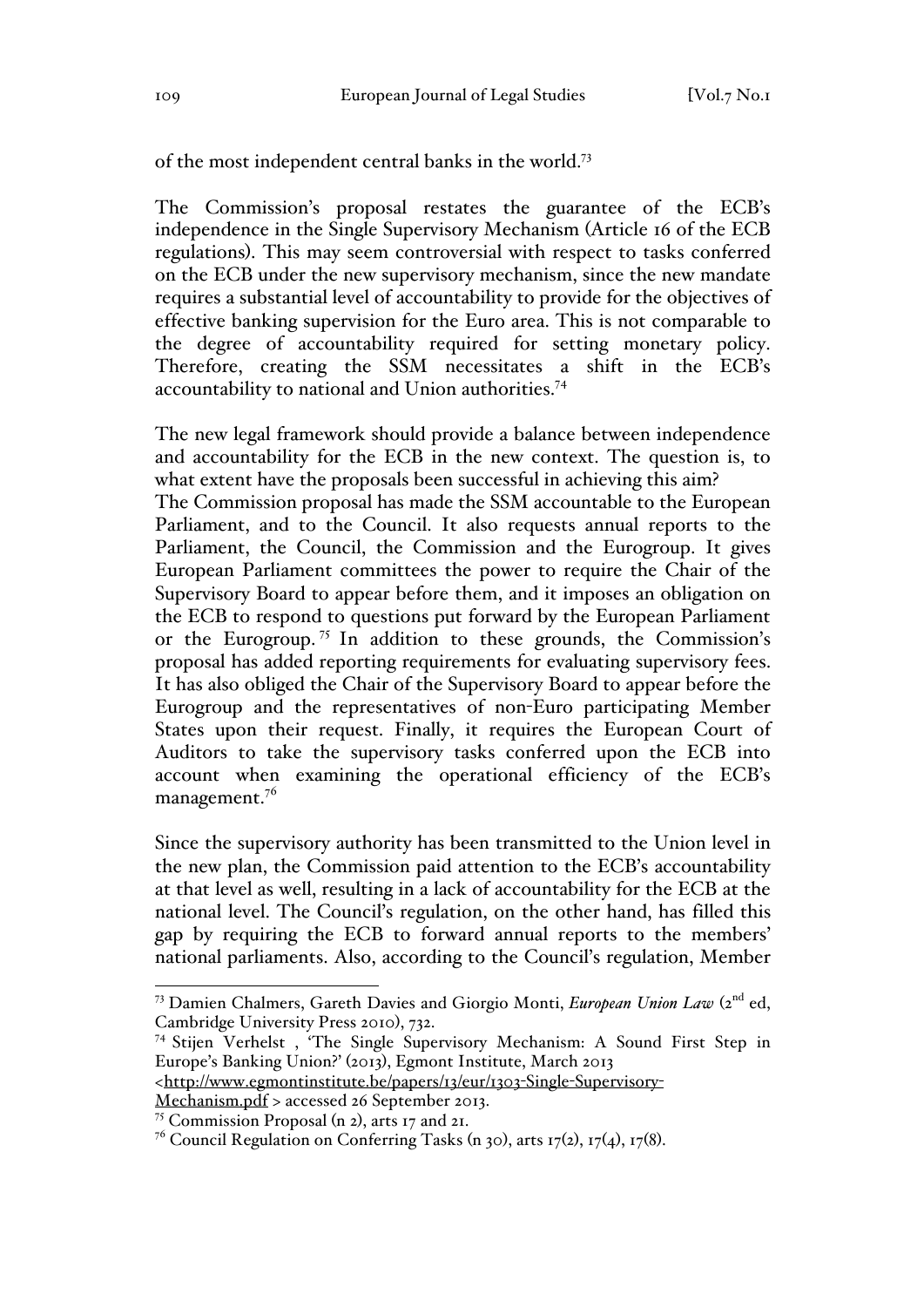of the most independent central banks in the world.[73]

The Commission's proposal restates the guarantee of the ECB's independence in the Single Supervisory Mechanism (Article 16 of the ECB regulations). This may seem controversial with respect to tasks conferred on the ECB under the new supervisory mechanism, since the new mandate requires a substantial level of accountability to provide for the objectives of effective banking supervision for the Euro area. This is not comparable to the degree of accountability required for setting monetary policy. Therefore, creating the SSM necessitates a shift in the ECB's accountability to national and Union authorities.[74]

The new legal framework should provide a balance between independence and accountability for the ECB in the new context. The question is, to what extent have the proposals been successful in achieving this aim?
The Commission proposal has made the SSM accountable to the European Parliament, and to the Council. It also requests annual reports to the Parliament, the Council, the Commission and the Eurogroup. It gives European Parliament committees the power to require the Chair of the Supervisory Board to appear before them, and it imposes an obligation on the ECB to respond to questions put forward by the European Parliament or the Eurogroup.[75] In addition to these grounds, the Commission's proposal has added reporting requirements for evaluating supervisory fees. It has also obliged the Chair of the Supervisory Board to appear before the Eurogroup and the representatives of non-Euro participating Member States upon their request. Finally, it requires the European Court of Auditors to take the supervisory tasks conferred upon the ECB into account when examining the operational efficiency of the ECB's management.[76]

Since the supervisory authority has been transmitted to the Union level in the new plan, the Commission paid attention to the ECB's accountability at that level as well, resulting in a lack of accountability for the ECB at the national level. The Council's regulation, on the other hand, has filled this gap by requiring the ECB to forward annual reports to the members' national parliaments. Also, according to the Council's regulation, Member

---

[73] Damien Chalmers, Gareth Davies and Giorgio Monti, ***European Union Law*** (2nd ed, Cambridge University Press 2010), 732.

[74] Stijen Verhelst , 'The Single Supervisory Mechanism: A Sound First Step in Europe's Banking Union?' (2013), Egmont Institute, March 2013 <http://www.egmontinstitute.be/papers/13/eur/1303-Single-Supervisory-Mechanism.pdf > accessed 26 September 2013.

[75] Commission Proposal (n 2), arts 17 and 21.

[76] Council Regulation on Conferring Tasks (n 30), arts 17(2), 17(4), 17(8).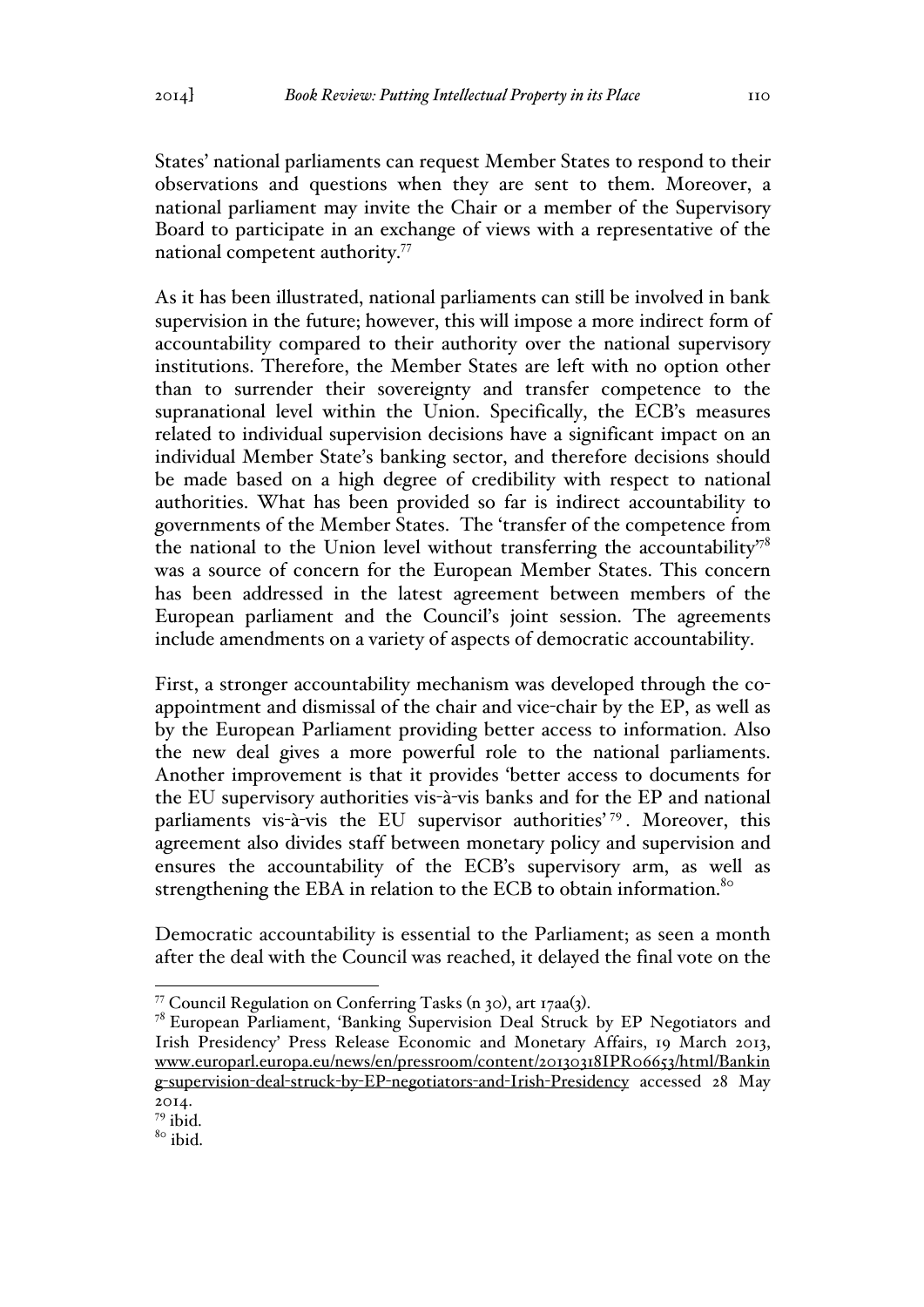States' national parliaments can request Member States to respond to their observations and questions when they are sent to them. Moreover, a national parliament may invite the Chair or a member of the Supervisory Board to participate in an exchange of views with a representative of the national competent authority.[77]

As it has been illustrated, national parliaments can still be involved in bank supervision in the future; however, this will impose a more indirect form of accountability compared to their authority over the national supervisory institutions. Therefore, the Member States are left with no option other than to surrender their sovereignty and transfer competence to the supranational level within the Union. Specifically, the ECB's measures related to individual supervision decisions have a significant impact on an individual Member State's banking sector, and therefore decisions should be made based on a high degree of credibility with respect to national authorities. What has been provided so far is indirect accountability to governments of the Member States. The 'transfer of the competence from the national to the Union level without transferring the accountability'[78] was a source of concern for the European Member States. This concern has been addressed in the latest agreement between members of the European parliament and the Council's joint session. The agreements include amendments on a variety of aspects of democratic accountability.

First, a stronger accountability mechanism was developed through the co-appointment and dismissal of the chair and vice-chair by the EP, as well as by the European Parliament providing better access to information. Also the new deal gives a more powerful role to the national parliaments. Another improvement is that it provides 'better access to documents for the EU supervisory authorities vis-à-vis banks and for the EP and national parliaments vis-à-vis the EU supervisor authorities'[79]. Moreover, this agreement also divides staff between monetary policy and supervision and ensures the accountability of the ECB's supervisory arm, as well as strengthening the EBA in relation to the ECB to obtain information.[80]

Democratic accountability is essential to the Parliament; as seen a month after the deal with the Council was reached, it delayed the final vote on the

---

[77] Council Regulation on Conferring Tasks (n 30), art 17aa(3).

[78] European Parliament, 'Banking Supervision Deal Struck by EP Negotiators and Irish Presidency' Press Release Economic and Monetary Affairs, 19 March 2013, www.europarl.europa.eu/news/en/pressroom/content/20130318IPR06653/html/Banking-supervision-deal-struck-by-EP-negotiators-and-Irish-Presidency accessed 28 May 2014.

[79] ibid.

[80] ibid.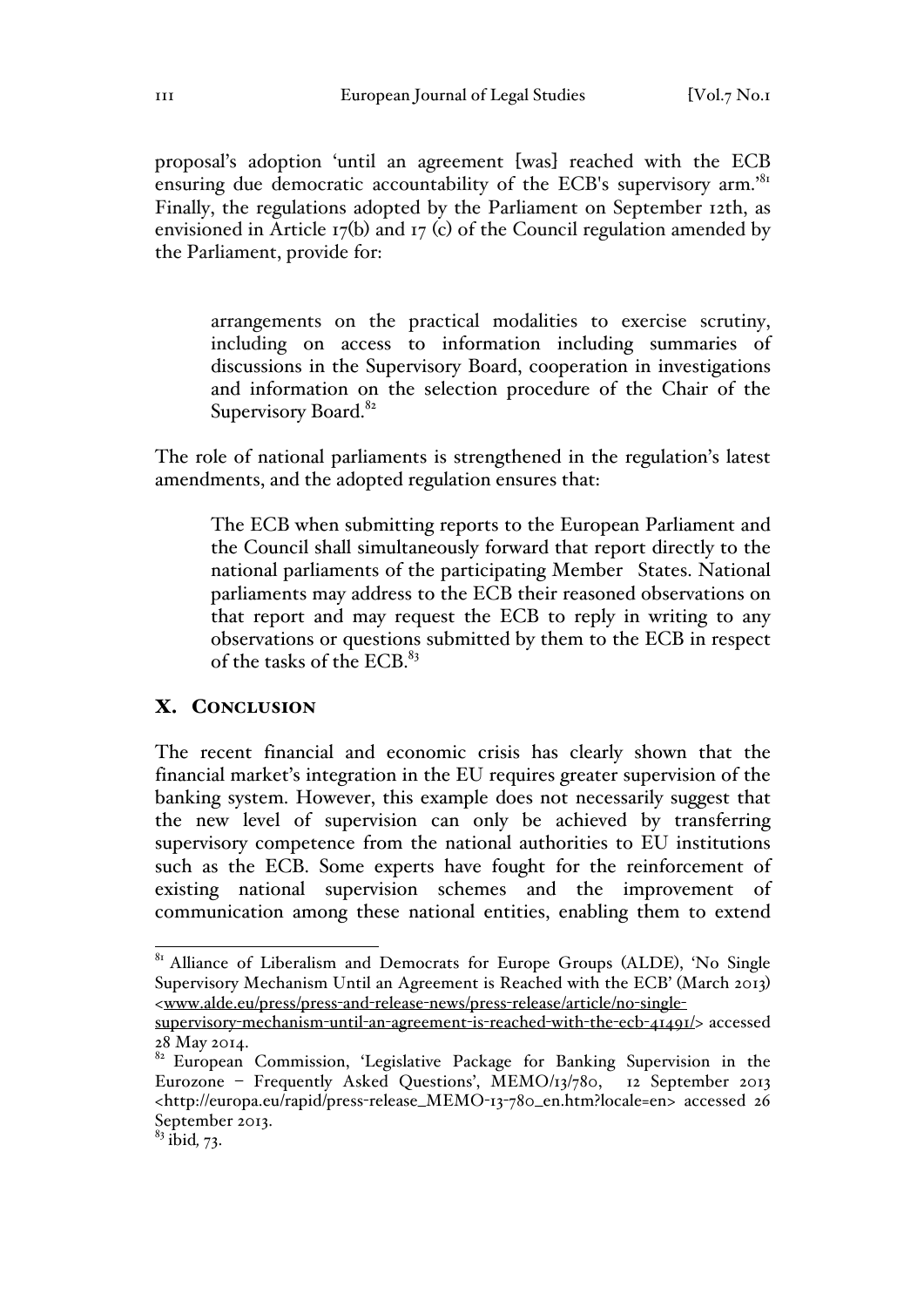proposal's adoption 'until an agreement [was] reached with the ECB ensuring due democratic accountability of the ECB's supervisory arm.'[81] Finally, the regulations adopted by the Parliament on September 12th, as envisioned in Article 17(b) and 17 (c) of the Council regulation amended by the Parliament, provide for:

> arrangements on the practical modalities to exercise scrutiny, including on access to information including summaries of discussions in the Supervisory Board, cooperation in investigations and information on the selection procedure of the Chair of the Supervisory Board.[82]

The role of national parliaments is strengthened in the regulation's latest amendments, and the adopted regulation ensures that:

> The ECB when submitting reports to the European Parliament and the Council shall simultaneously forward that report directly to the national parliaments of the participating Member States. National parliaments may address to the ECB their reasoned observations on that report and may request the ECB to reply in writing to any observations or questions submitted by them to the ECB in respect of the tasks of the ECB.[83]

## X. Conclusion

The recent financial and economic crisis has clearly shown that the financial market's integration in the EU requires greater supervision of the banking system. However, this example does not necessarily suggest that the new level of supervision can only be achieved by transferring supervisory competence from the national authorities to EU institutions such as the ECB. Some experts have fought for the reinforcement of existing national supervision schemes and the improvement of communication among these national entities, enabling them to extend

---

[81] Alliance of Liberalism and Democrats for Europe Groups (ALDE), 'No Single Supervisory Mechanism Until an Agreement is Reached with the ECB' (March 2013) <www.alde.eu/press/press-and-release-news/press-release/article/no-single-supervisory-mechanism-until-an-agreement-is-reached-with-the-ecb-41491/> accessed 28 May 2014.

[82] European Commission, 'Legislative Package for Banking Supervision in the Eurozone – Frequently Asked Questions', MEMO/13/780, 12 September 2013 <http://europa.eu/rapid/press-release_MEMO-13-780_en.htm?locale=en> accessed 26 September 2013.

[83] ibid, 73.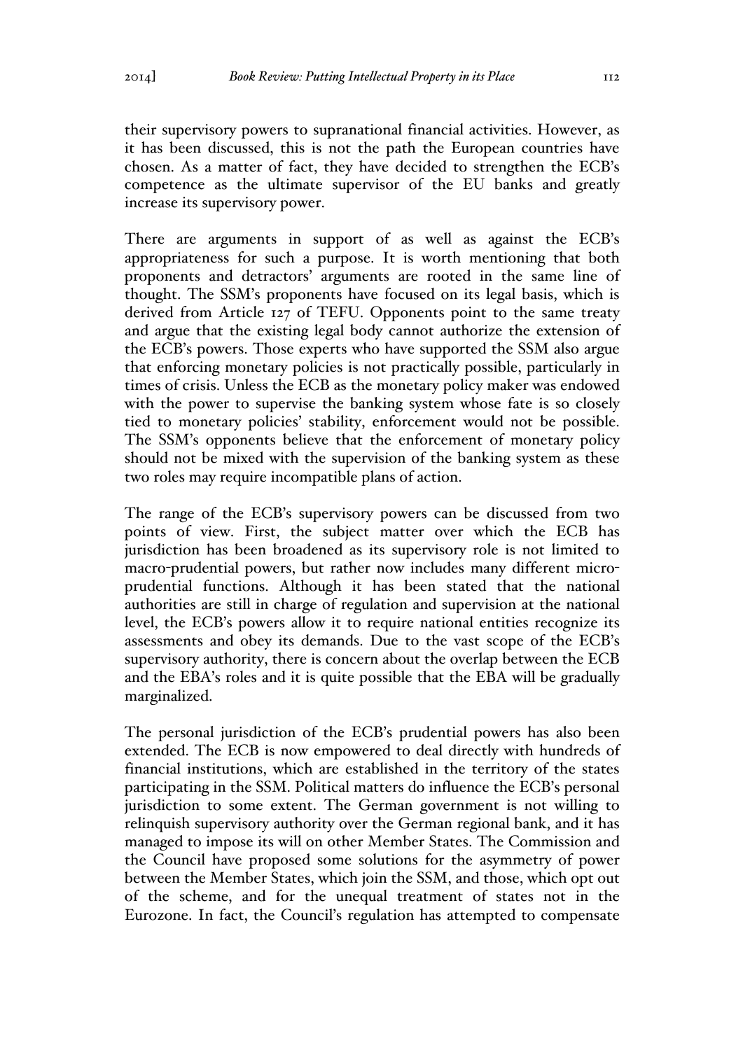their supervisory powers to supranational financial activities. However, as it has been discussed, this is not the path the European countries have chosen. As a matter of fact, they have decided to strengthen the ECB's competence as the ultimate supervisor of the EU banks and greatly increase its supervisory power.

There are arguments in support of as well as against the ECB's appropriateness for such a purpose. It is worth mentioning that both proponents and detractors' arguments are rooted in the same line of thought. The SSM's proponents have focused on its legal basis, which is derived from Article 127 of TEFU. Opponents point to the same treaty and argue that the existing legal body cannot authorize the extension of the ECB's powers. Those experts who have supported the SSM also argue that enforcing monetary policies is not practically possible, particularly in times of crisis. Unless the ECB as the monetary policy maker was endowed with the power to supervise the banking system whose fate is so closely tied to monetary policies' stability, enforcement would not be possible. The SSM's opponents believe that the enforcement of monetary policy should not be mixed with the supervision of the banking system as these two roles may require incompatible plans of action.

The range of the ECB's supervisory powers can be discussed from two points of view. First, the subject matter over which the ECB has jurisdiction has been broadened as its supervisory role is not limited to macro-prudential powers, but rather now includes many different micro-prudential functions. Although it has been stated that the national authorities are still in charge of regulation and supervision at the national level, the ECB's powers allow it to require national entities recognize its assessments and obey its demands. Due to the vast scope of the ECB's supervisory authority, there is concern about the overlap between the ECB and the EBA's roles and it is quite possible that the EBA will be gradually marginalized.

The personal jurisdiction of the ECB's prudential powers has also been extended. The ECB is now empowered to deal directly with hundreds of financial institutions, which are established in the territory of the states participating in the SSM. Political matters do influence the ECB's personal jurisdiction to some extent. The German government is not willing to relinquish supervisory authority over the German regional bank, and it has managed to impose its will on other Member States. The Commission and the Council have proposed some solutions for the asymmetry of power between the Member States, which join the SSM, and those, which opt out of the scheme, and for the unequal treatment of states not in the Eurozone. In fact, the Council's regulation has attempted to compensate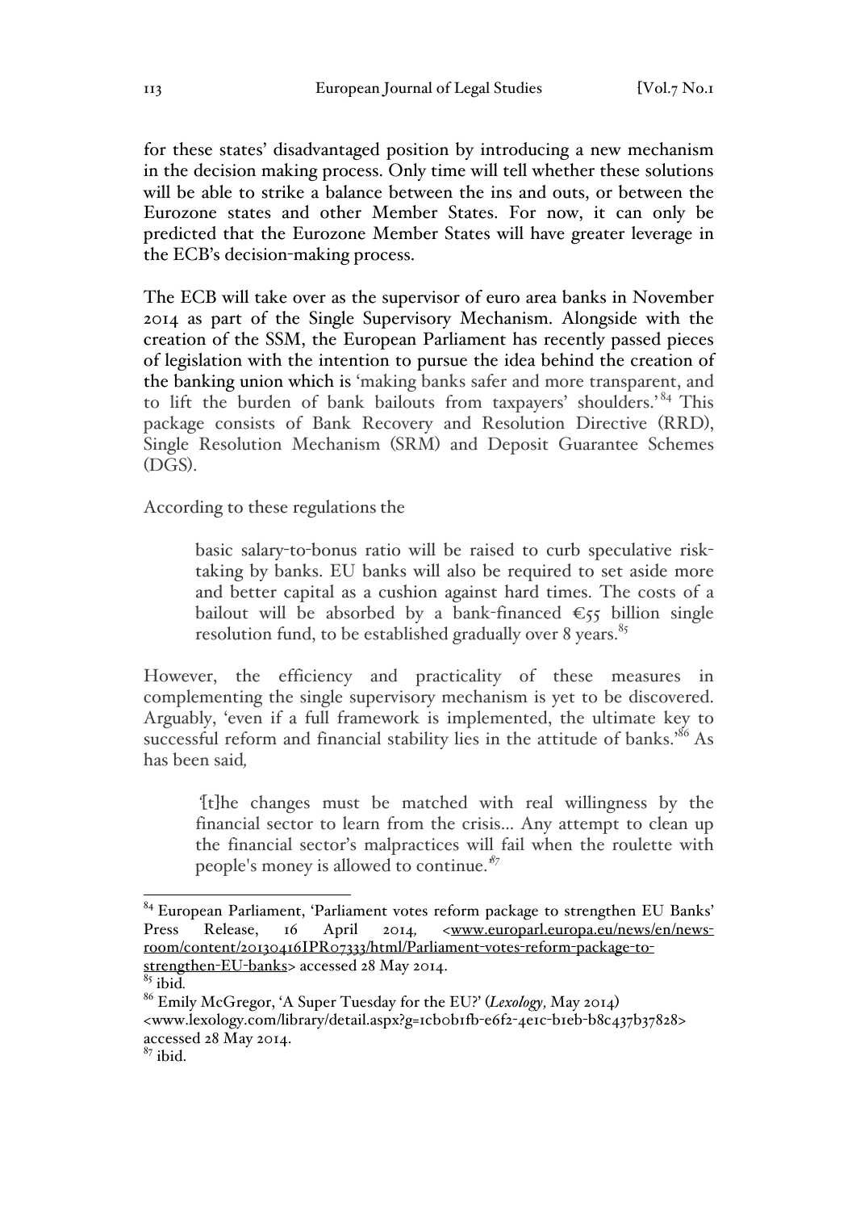for these states' disadvantaged position by introducing a new mechanism in the decision making process. Only time will tell whether these solutions will be able to strike a balance between the ins and outs, or between the Eurozone states and other Member States. For now, it can only be predicted that the Eurozone Member States will have greater leverage in the ECB's decision-making process.

The ECB will take over as the supervisor of euro area banks in November 2014 as part of the Single Supervisory Mechanism. Alongside with the creation of the SSM, the European Parliament has recently passed pieces of legislation with the intention to pursue the idea behind the creation of the banking union which is 'making banks safer and more transparent, and to lift the burden of bank bailouts from taxpayers' shoulders.'[84] This package consists of Bank Recovery and Resolution Directive (RRD), Single Resolution Mechanism (SRM) and Deposit Guarantee Schemes (DGS).

According to these regulations the

> basic salary-to-bonus ratio will be raised to curb speculative risk-taking by banks. EU banks will also be required to set aside more and better capital as a cushion against hard times. The costs of a bailout will be absorbed by a bank-financed €55 billion single resolution fund, to be established gradually over 8 years.[85]

However, the efficiency and practicality of these measures in complementing the single supervisory mechanism is yet to be discovered. Arguably, 'even if a full framework is implemented, the ultimate key to successful reform and financial stability lies in the attitude of banks.'[86] As has been said,

> '[t]he changes must be matched with real willingness by the financial sector to learn from the crisis... Any attempt to clean up the financial sector's malpractices will fail when the roulette with people's money is allowed to continue.'[87]

---

[84] European Parliament, 'Parliament votes reform package to strengthen EU Banks' Press Release, 16 April 2014, <www.europarl.europa.eu/news/en/news-room/content/20130416IPR07333/html/Parliament-votes-reform-package-to-strengthen-EU-banks> accessed 28 May 2014.

[85] ibid.

[86] Emily McGregor, 'A Super Tuesday for the EU?' (*Lexology*, May 2014) <www.lexology.com/library/detail.aspx?g=1cb0b1fb-e6f2-4e1c-b1eb-b8c437b37828> accessed 28 May 2014.

[87] ibid.